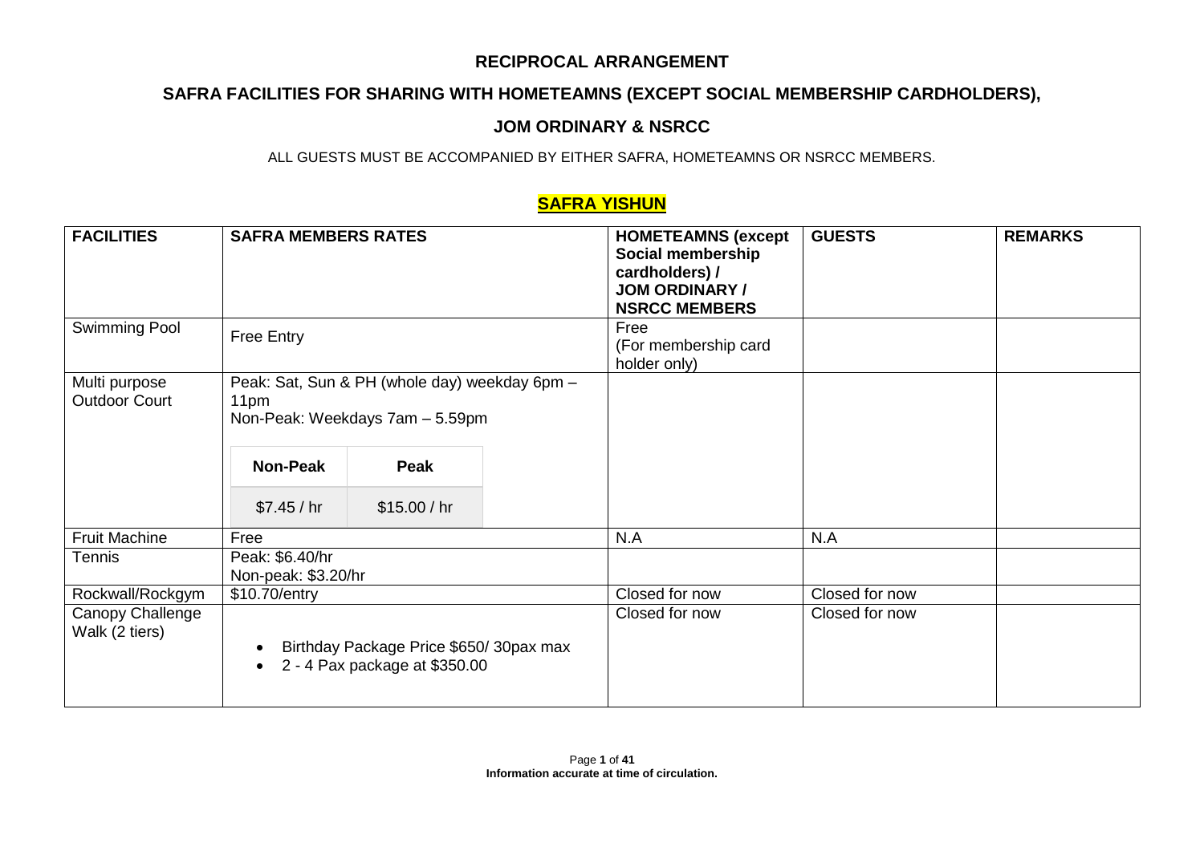# RECIPROCAL ARRANGEMENT

## SAFRA FACILITIES FOR SHARING WITH HOMETEAMNS (EXCEPT SOCIAL MEMBERSHIP CARDHOLDERS),

## JOM ORDINARY & NSRCC

ALL GUESTS MUST BE ACCOMPANIED BY EITHER SAFRA, HOMETEAMNS OR NSRCC MEMBERS.

## SAFRA YISHUN

| FACILITIES | SAFRA MEMBERS RATES | HOMETEAMNS (except Social membership cardholders) / JOM ORDINARY / NSRCC MEMBERS | GUESTS | REMARKS |
|---|---|---|---|---|
| Swimming Pool | Free Entry | Free (For membership card holder only) | | |
| Multi purpose Outdoor Court | Peak: Sat, Sun & PH (whole day) weekday 6pm – 11pm<br>Non-Peak: Weekdays 7am – 5.59pm<br>**Non-Peak**: $7.45 / hr<br>**Peak**: $15.00 / hr | | | |
| Fruit Machine | Free | N.A | N.A | |
| Tennis | Peak: $6.40/hr<br>Non-peak: $3.20/hr | | | |
| Rockwall/Rockgym | $10.70/entry | Closed for now | Closed for now | |
| Canopy Challenge Walk (2 tiers) | • Birthday Package Price $650/ 30pax max<br>• 2 - 4 Pax package at $350.00 | Closed for now | Closed for now | |

Information accurate at time of circulation.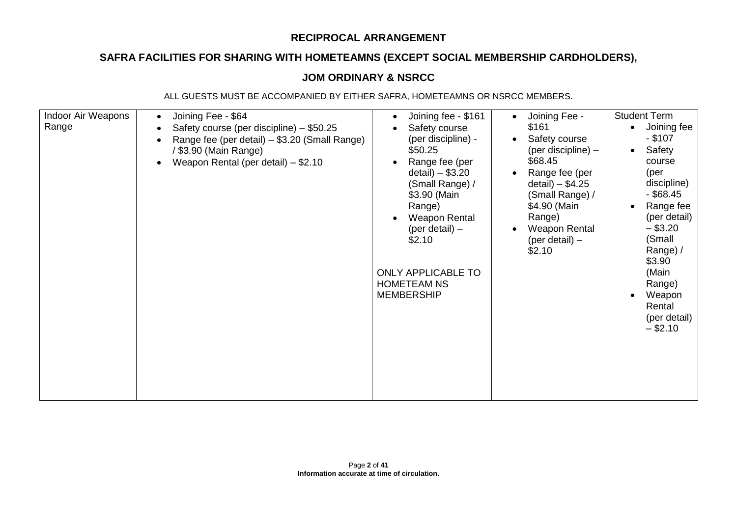**RECIPROCAL ARRANGEMENT**

**SAFRA FACILITIES FOR SHARING WITH HOMETEAMNS (EXCEPT SOCIAL MEMBERSHIP CARDHOLDERS),**

**JOM ORDINARY & NSRCC**

ALL GUESTS MUST BE ACCOMPANIED BY EITHER SAFRA, HOMETEAMNS OR NSRCC MEMBERS.

| | | | | |
|---|---|---|---|---|
| Indoor Air Weapons Range | • Joining Fee - $64<br>• Safety course (per discipline) – $50.25<br>• Range fee (per detail) – $3.20 (Small Range) / $3.90 (Main Range)<br>• Weapon Rental (per detail) – $2.10 | • Joining fee - $161<br>• Safety course (per discipline) - $50.25<br>• Range fee (per detail) – $3.20 (Small Range) / $3.90 (Main Range)<br>• Weapon Rental (per detail) – $2.10<br><br>ONLY APPLICABLE TO HOMETEAM NS MEMBERSHIP | • Joining Fee - $161<br>• Safety course (per discipline) – $68.45<br>• Range fee (per detail) – $4.25 (Small Range) / $4.90 (Main Range)<br>• Weapon Rental (per detail) – $2.10 | Student Term<br>• Joining fee - $107<br>• Safety course (per discipline) - $68.45<br>• Range fee (per detail) – $3.20 (Small Range) / $3.90 (Main Range)<br>• Weapon Rental (per detail) – $2.10 |

**Information accurate at time of circulation.**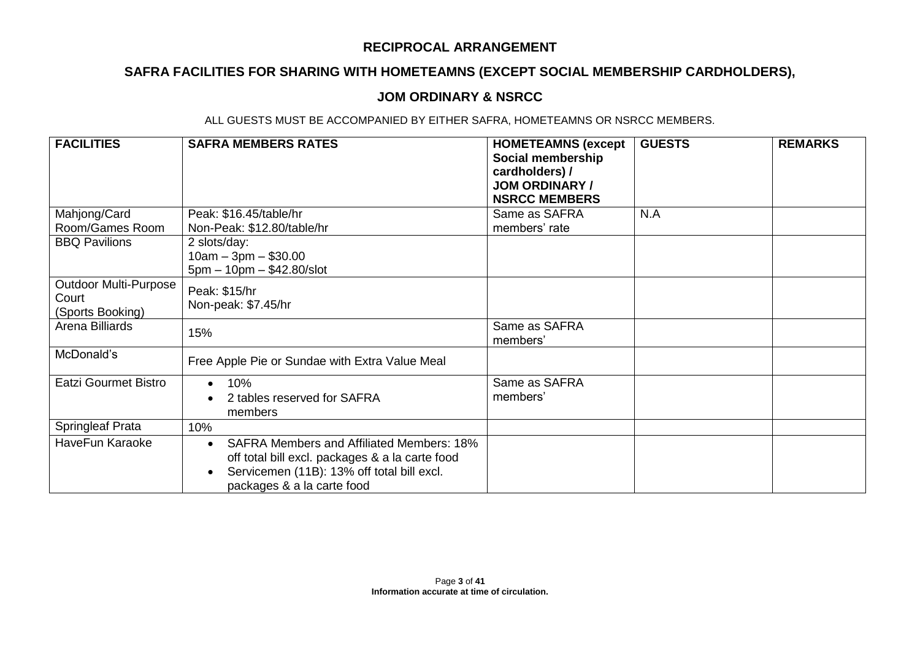## RECIPROCAL ARRANGEMENT

## SAFRA FACILITIES FOR SHARING WITH HOMETEAMNS (EXCEPT SOCIAL MEMBERSHIP CARDHOLDERS),

## JOM ORDINARY & NSRCC

ALL GUESTS MUST BE ACCOMPANIED BY EITHER SAFRA, HOMETEAMNS OR NSRCC MEMBERS.

| FACILITIES | SAFRA MEMBERS RATES | HOMETEAMNS (except Social membership cardholders) / JOM ORDINARY / NSRCC MEMBERS | GUESTS | REMARKS |
|---|---|---|---|---|
| Mahjong/Card Room/Games Room | Peak: $16.45/table/hr<br>Non-Peak: $12.80/table/hr | Same as SAFRA members' rate | N.A | |
| BBQ Pavilions | 2 slots/day:<br>10am – 3pm – $30.00<br>5pm – 10pm – $42.80/slot | | | |
| Outdoor Multi-Purpose Court (Sports Booking) | Peak: $15/hr<br>Non-peak: $7.45/hr | | | |
| Arena Billiards | 15% | Same as SAFRA members' | | |
| McDonald's | Free Apple Pie or Sundae with Extra Value Meal | | | |
| Eatzi Gourmet Bistro | • 10%<br>• 2 tables reserved for SAFRA members | Same as SAFRA members' | | |
| Springleaf Prata | 10% | | | |
| HaveFun Karaoke | • SAFRA Members and Affiliated Members: 18% off total bill excl. packages & a la carte food<br>• Servicemen (11B): 13% off total bill excl. packages & a la carte food | | | |

**Information accurate at time of circulation.**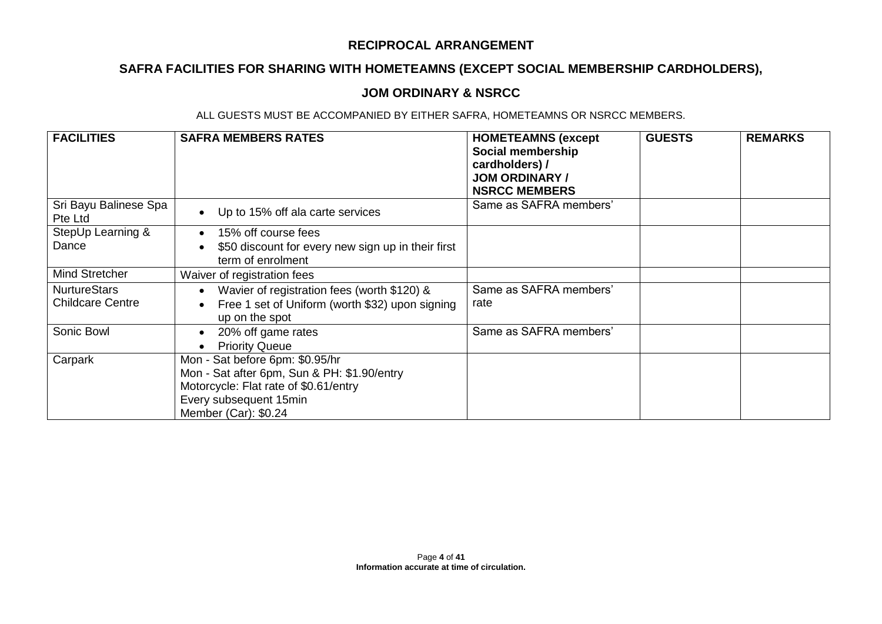# RECIPROCAL ARRANGEMENT

## SAFRA FACILITIES FOR SHARING WITH HOMETEAMNS (EXCEPT SOCIAL MEMBERSHIP CARDHOLDERS),

## JOM ORDINARY & NSRCC

ALL GUESTS MUST BE ACCOMPANIED BY EITHER SAFRA, HOMETEAMNS OR NSRCC MEMBERS.

| FACILITIES | SAFRA MEMBERS RATES | HOMETEAMNS (except Social membership cardholders) / JOM ORDINARY / NSRCC MEMBERS | GUESTS | REMARKS |
|---|---|---|---|---|
| Sri Bayu Balinese Spa Pte Ltd | • Up to 15% off ala carte services | Same as SAFRA members' | | |
| StepUp Learning & Dance | • 15% off course fees<br>• $50 discount for every new sign up in their first term of enrolment | | | |
| Mind Stretcher | Waiver of registration fees | | | |
| NurtureStars Childcare Centre | • Wavier of registration fees (worth $120) &<br>• Free 1 set of Uniform (worth $32) upon signing up on the spot | Same as SAFRA members' rate | | |
| Sonic Bowl | • 20% off game rates<br>• Priority Queue | Same as SAFRA members' | | |
| Carpark | Mon - Sat before 6pm: $0.95/hr<br>Mon - Sat after 6pm, Sun & PH: $1.90/entry<br>Motorcycle: Flat rate of $0.61/entry<br>Every subsequent 15min<br>Member (Car): $0.24 | | | |

**Information accurate at time of circulation.**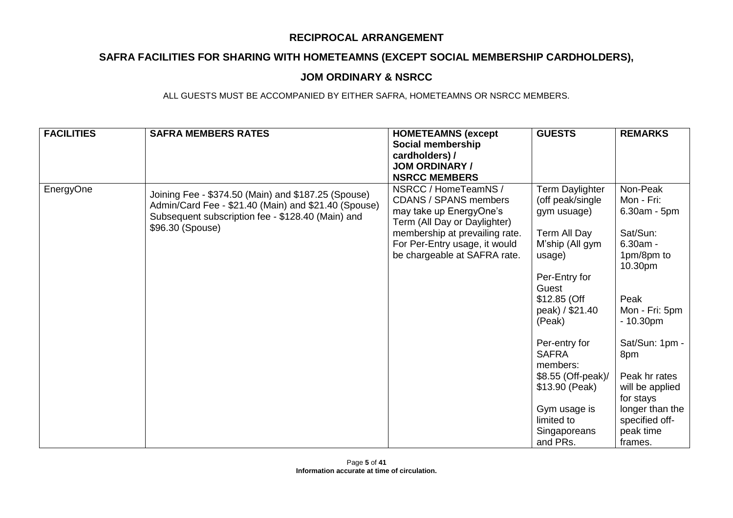# RECIPROCAL ARRANGEMENT

## SAFRA FACILITIES FOR SHARING WITH HOMETEAMNS (EXCEPT SOCIAL MEMBERSHIP CARDHOLDERS),

## JOM ORDINARY & NSRCC

ALL GUESTS MUST BE ACCOMPANIED BY EITHER SAFRA, HOMETEAMNS OR NSRCC MEMBERS.

| FACILITIES | SAFRA MEMBERS RATES | HOMETEAMNS (except Social membership cardholders) / JOM ORDINARY / NSRCC MEMBERS | GUESTS | REMARKS |
|---|---|---|---|---|
| EnergyOne | Joining Fee - $374.50 (Main) and $187.25 (Spouse)<br>Admin/Card Fee - $21.40 (Main) and $21.40 (Spouse)<br>Subsequent subscription fee - $128.40 (Main) and $96.30 (Spouse) | NSRCC / HomeTeamNS / CDANS / SPANS members may take up EnergyOne's Term (All Day or Daylighter) membership at prevailing rate. For Per-Entry usage, it would be chargeable at SAFRA rate. | Term Daylighter (off peak/single gym usuage)<br><br>Term All Day M'ship (All gym usage)<br><br>Per-Entry for Guest<br>$12.85 (Off peak) / $21.40 (Peak)<br><br>Per-entry for SAFRA members:<br>$8.55 (Off-peak)/ $13.90 (Peak)<br><br>Gym usage is limited to Singaporeans and PRs. | Non-Peak<br>Mon - Fri: 6.30am - 5pm<br><br>Sat/Sun: 6.30am - 1pm/8pm to 10.30pm<br><br>Peak<br>Mon - Fri: 5pm - 10.30pm<br><br>Sat/Sun: 1pm - 8pm<br><br>Peak hr rates will be applied for stays longer than the specified off-peak time frames. |

Information accurate at time of circulation.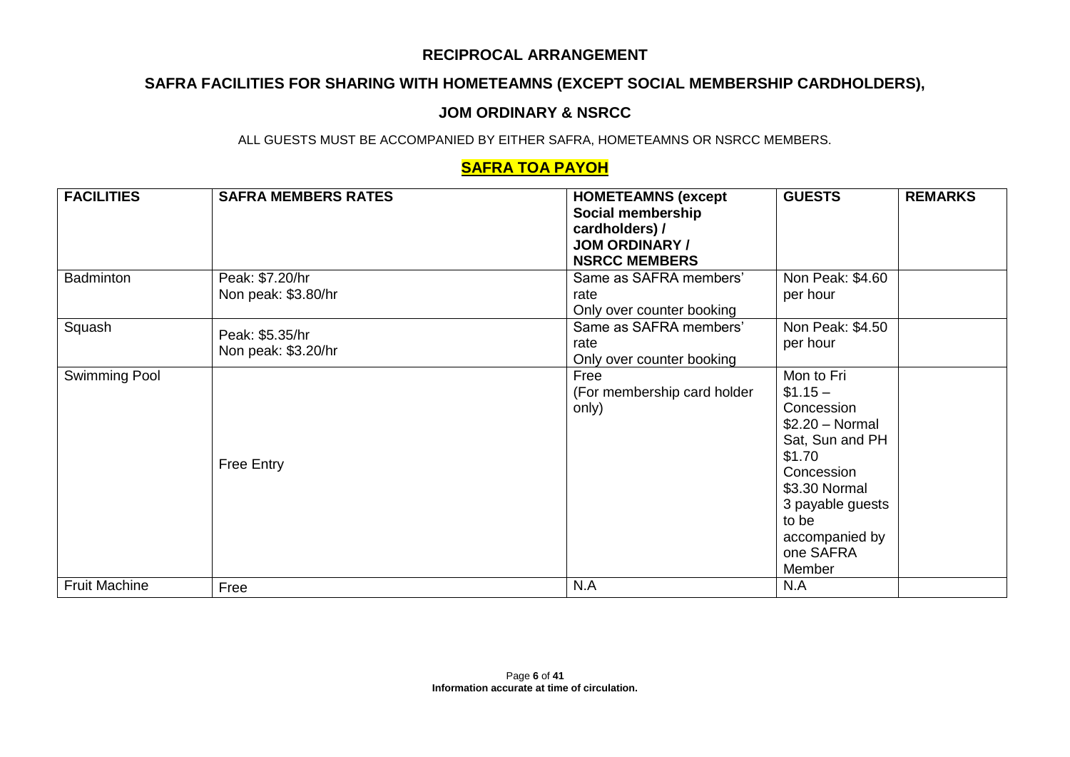## RECIPROCAL ARRANGEMENT

## SAFRA FACILITIES FOR SHARING WITH HOMETEAMNS (EXCEPT SOCIAL MEMBERSHIP CARDHOLDERS),

## JOM ORDINARY & NSRCC

ALL GUESTS MUST BE ACCOMPANIED BY EITHER SAFRA, HOMETEAMNS OR NSRCC MEMBERS.

### SAFRA TOA PAYOH

| FACILITIES | SAFRA MEMBERS RATES | HOMETEAMNS (except Social membership cardholders) / JOM ORDINARY / NSRCC MEMBERS | GUESTS | REMARKS |
|---|---|---|---|---|
| Badminton | Peak: $7.20/hr<br>Non peak: $3.80/hr | Same as SAFRA members' rate<br>Only over counter booking | Non Peak: $4.60 per hour | |
| Squash | Peak: $5.35/hr<br>Non peak: $3.20/hr | Same as SAFRA members' rate<br>Only over counter booking | Non Peak: $4.50 per hour | |
| Swimming Pool | Free Entry | Free<br>(For membership card holder only) | Mon to Fri<br>$1.15 – Concession<br>$2.20 – Normal<br>Sat, Sun and PH<br>$1.70 Concession<br>$3.30 Normal<br>3 payable guests to be accompanied by one SAFRA Member | |
| Fruit Machine | Free | N.A | N.A | |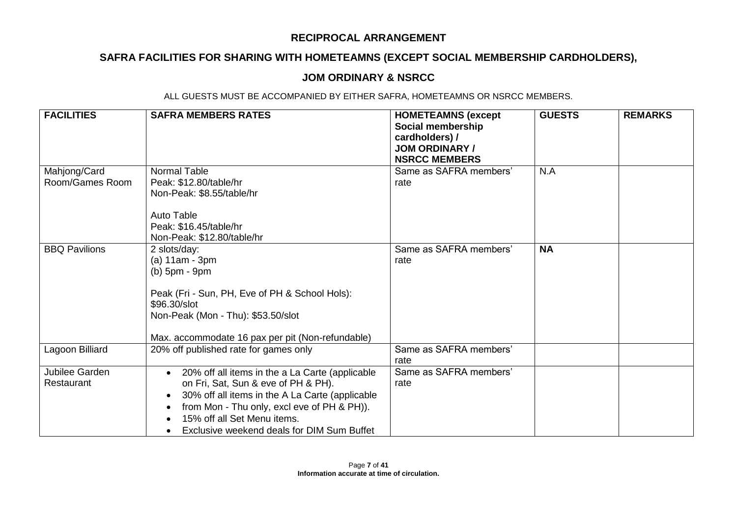## RECIPROCAL ARRANGEMENT

## SAFRA FACILITIES FOR SHARING WITH HOMETEAMNS (EXCEPT SOCIAL MEMBERSHIP CARDHOLDERS),

## JOM ORDINARY & NSRCC

ALL GUESTS MUST BE ACCOMPANIED BY EITHER SAFRA, HOMETEAMNS OR NSRCC MEMBERS.

| FACILITIES | SAFRA MEMBERS RATES | HOMETEAMNS (except Social membership cardholders) / JOM ORDINARY / NSRCC MEMBERS | GUESTS | REMARKS |
|---|---|---|---|---|
| Mahjong/Card Room/Games Room | Normal Table<br>Peak: $12.80/table/hr<br>Non-Peak: $8.55/table/hr<br><br>Auto Table<br>Peak: $16.45/table/hr<br>Non-Peak: $12.80/table/hr | Same as SAFRA members' rate | N.A | |
| BBQ Pavilions | 2 slots/day:<br>(a) 11am - 3pm<br>(b) 5pm - 9pm<br><br>Peak (Fri - Sun, PH, Eve of PH & School Hols): $96.30/slot<br>Non-Peak (Mon - Thu): $53.50/slot<br><br>Max. accommodate 16 pax per pit (Non-refundable) | Same as SAFRA members' rate | **NA** | |
| Lagoon Billiard | 20% off published rate for games only | Same as SAFRA members' rate | | |
| Jubilee Garden Restaurant | • 20% off all items in the a La Carte (applicable on Fri, Sat, Sun & eve of PH & PH).<br>• 30% off all items in the A La Carte (applicable<br>• from Mon - Thu only, excl eve of PH & PH)).<br>• 15% off all Set Menu items.<br>• Exclusive weekend deals for DIM Sum Buffet | Same as SAFRA members' rate | | |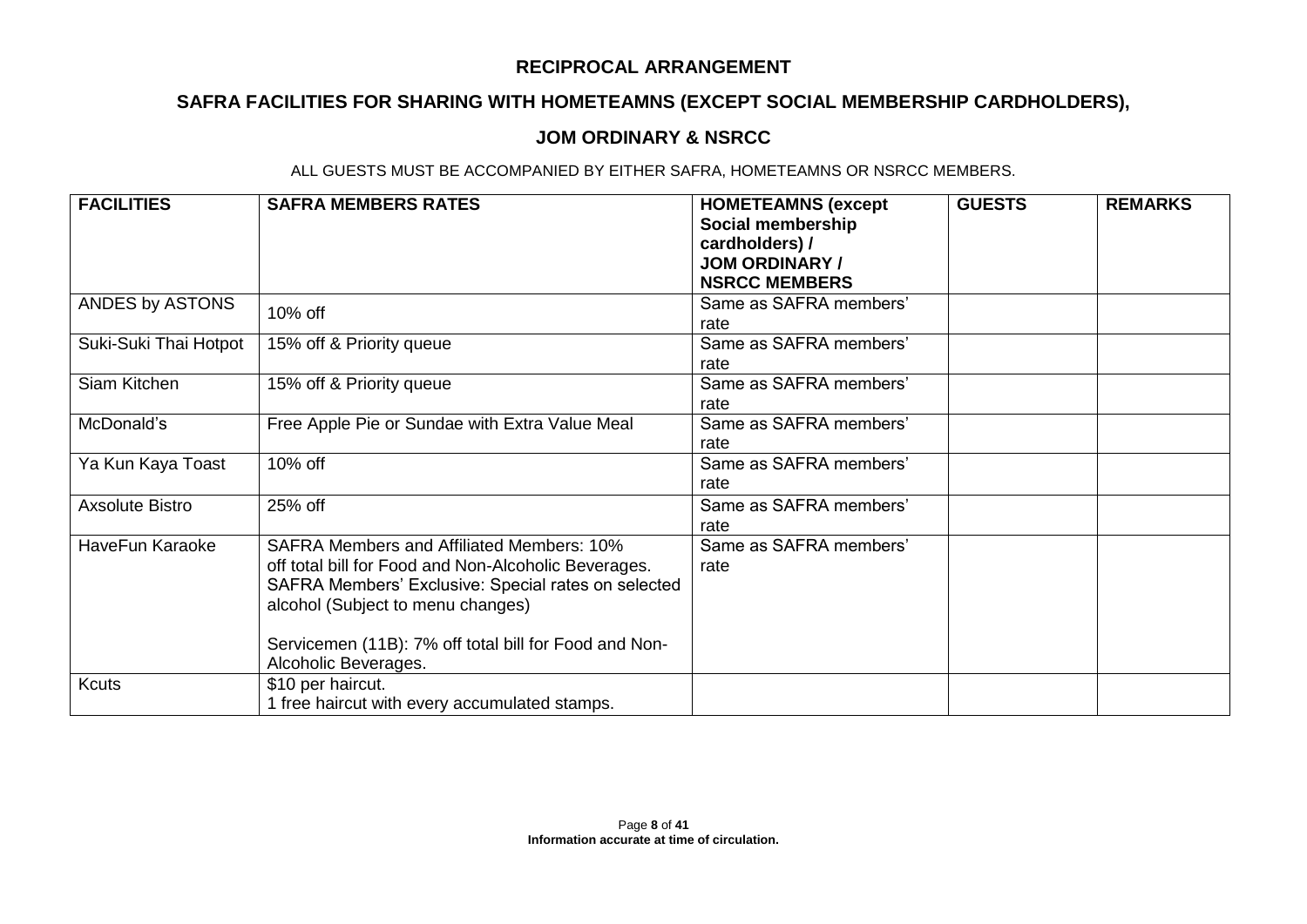# RECIPROCAL ARRANGEMENT

## SAFRA FACILITIES FOR SHARING WITH HOMETEAMNS (EXCEPT SOCIAL MEMBERSHIP CARDHOLDERS),

## JOM ORDINARY & NSRCC

ALL GUESTS MUST BE ACCOMPANIED BY EITHER SAFRA, HOMETEAMNS OR NSRCC MEMBERS.

| FACILITIES | SAFRA MEMBERS RATES | HOMETEAMNS (except Social membership cardholders) / JOM ORDINARY / NSRCC MEMBERS | GUESTS | REMARKS |
|---|---|---|---|---|
| ANDES by ASTONS | 10% off | Same as SAFRA members' rate | | |
| Suki-Suki Thai Hotpot | 15% off & Priority queue | Same as SAFRA members' rate | | |
| Siam Kitchen | 15% off & Priority queue | Same as SAFRA members' rate | | |
| McDonald's | Free Apple Pie or Sundae with Extra Value Meal | Same as SAFRA members' rate | | |
| Ya Kun Kaya Toast | 10% off | Same as SAFRA members' rate | | |
| Axsolute Bistro | 25% off | Same as SAFRA members' rate | | |
| HaveFun Karaoke | SAFRA Members and Affiliated Members: 10% off total bill for Food and Non-Alcoholic Beverages. SAFRA Members' Exclusive: Special rates on selected alcohol (Subject to menu changes)<br><br>Servicemen (11B): 7% off total bill for Food and Non-Alcoholic Beverages. | Same as SAFRA members' rate | | |
| Kcuts | \$10 per haircut.<br>1 free haircut with every accumulated stamps. | | | |

Information accurate at time of circulation.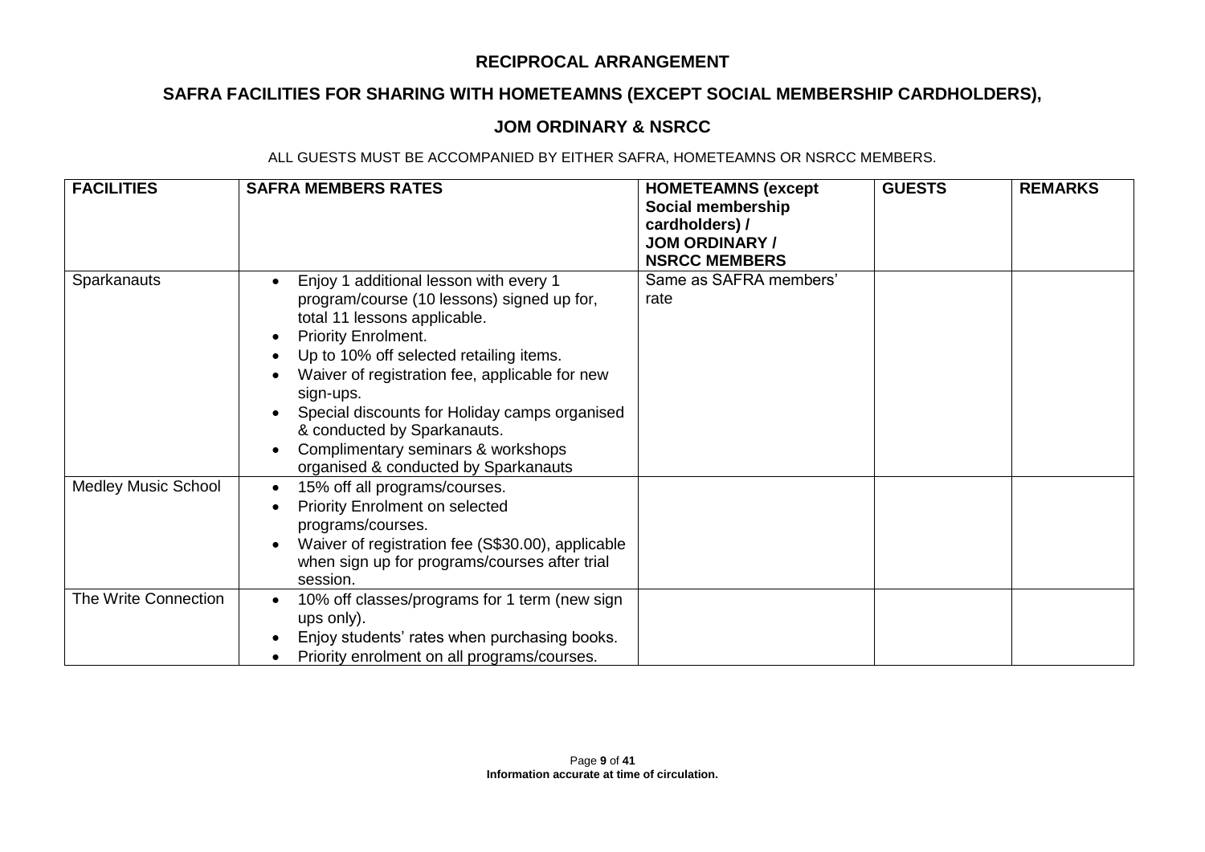# RECIPROCAL ARRANGEMENT

## SAFRA FACILITIES FOR SHARING WITH HOMETEAMNS (EXCEPT SOCIAL MEMBERSHIP CARDHOLDERS),

## JOM ORDINARY & NSRCC

ALL GUESTS MUST BE ACCOMPANIED BY EITHER SAFRA, HOMETEAMNS OR NSRCC MEMBERS.

| FACILITIES | SAFRA MEMBERS RATES | HOMETEAMNS (except Social membership cardholders) / JOM ORDINARY / NSRCC MEMBERS | GUESTS | REMARKS |
|---|---|---|---|---|
| Sparkanauts | • Enjoy 1 additional lesson with every 1 program/course (10 lessons) signed up for, total 11 lessons applicable.<br>• Priority Enrolment.<br>• Up to 10% off selected retailing items.<br>• Waiver of registration fee, applicable for new sign-ups.<br>• Special discounts for Holiday camps organised & conducted by Sparkanauts.<br>• Complimentary seminars & workshops organised & conducted by Sparkanauts | Same as SAFRA members' rate | | |
| Medley Music School | • 15% off all programs/courses.<br>• Priority Enrolment on selected programs/courses.<br>• Waiver of registration fee (S$30.00), applicable when sign up for programs/courses after trial session. | | | |
| The Write Connection | • 10% off classes/programs for 1 term (new sign ups only).<br>• Enjoy students' rates when purchasing books.<br>• Priority enrolment on all programs/courses. | | | |

**Information accurate at time of circulation.**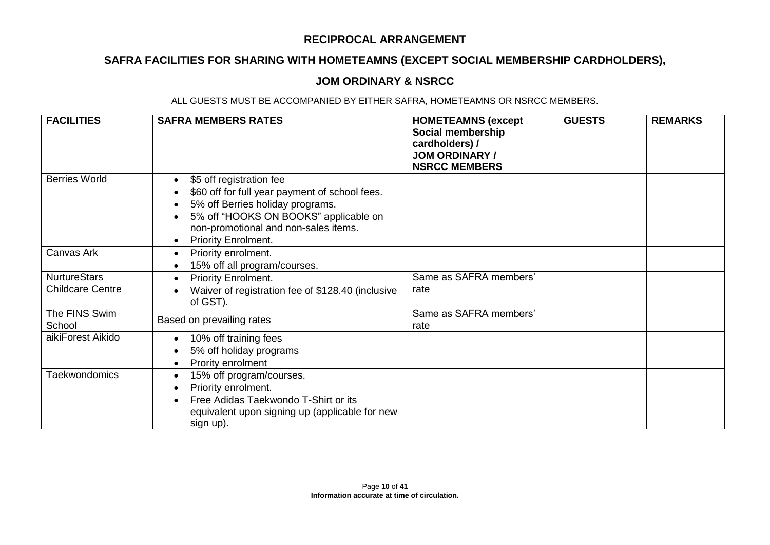## RECIPROCAL ARRANGEMENT

## SAFRA FACILITIES FOR SHARING WITH HOMETEAMNS (EXCEPT SOCIAL MEMBERSHIP CARDHOLDERS),

## JOM ORDINARY & NSRCC

ALL GUESTS MUST BE ACCOMPANIED BY EITHER SAFRA, HOMETEAMNS OR NSRCC MEMBERS.

| **FACILITIES** | **SAFRA MEMBERS RATES** | **HOMETEAMNS (except Social membership cardholders) / JOM ORDINARY / NSRCC MEMBERS** | **GUESTS** | **REMARKS** |
|---|---|---|---|---|
| Berries World | • $5 off registration fee<br>• $60 off for full year payment of school fees.<br>• 5% off Berries holiday programs.<br>• 5% off "HOOKS ON BOOKS" applicable on non-promotional and non-sales items.<br>• Priority Enrolment. | | | |
| Canvas Ark | • Priority enrolment.<br>• 15% off all program/courses. | | | |
| NurtureStars Childcare Centre | • Priority Enrolment.<br>• Waiver of registration fee of $128.40 (inclusive of GST). | Same as SAFRA members' rate | | |
| The FINS Swim School | Based on prevailing rates | Same as SAFRA members' rate | | |
| aikiForest Aikido | • 10% off training fees<br>• 5% off holiday programs<br>• Prority enrolment | | | |
| Taekwondomics | • 15% off program/courses.<br>• Priority enrolment.<br>• Free Adidas Taekwondo T-Shirt or its equivalent upon signing up (applicable for new sign up). | | | |

**Information accurate at time of circulation.**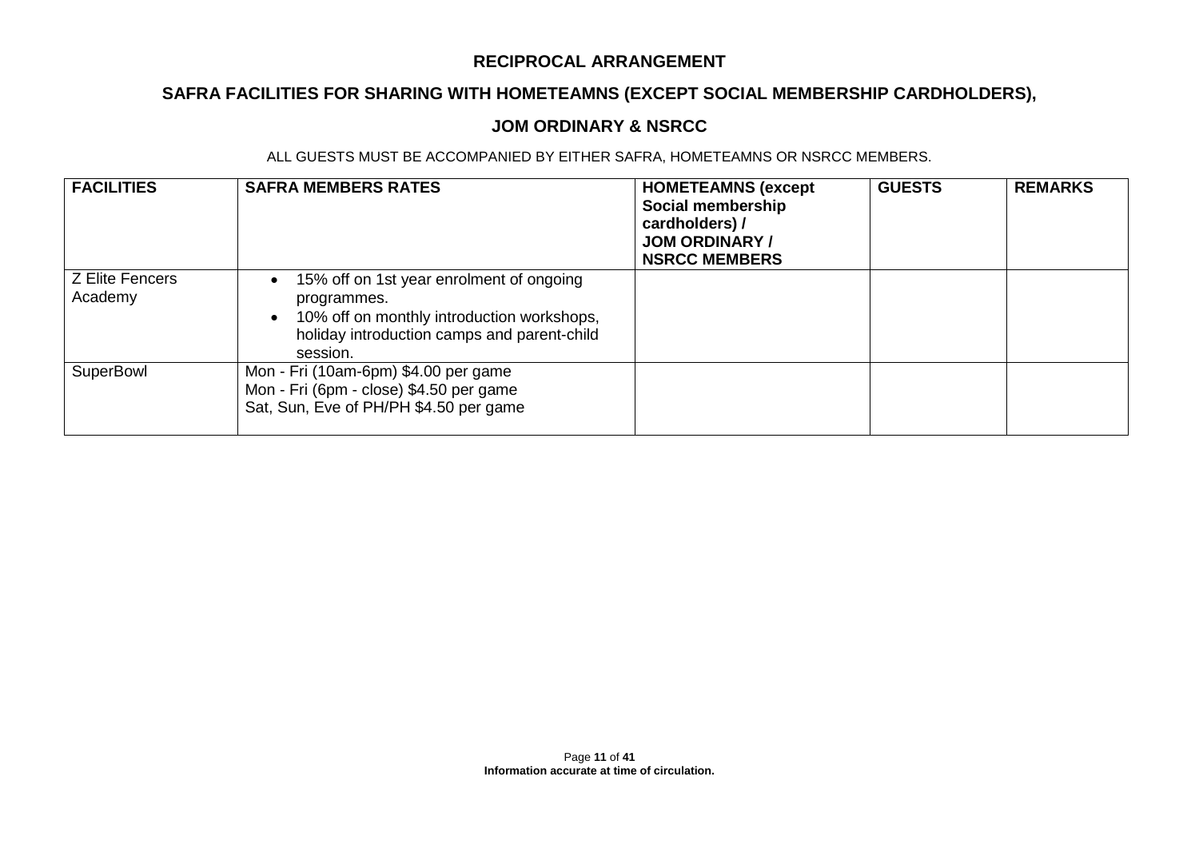## RECIPROCAL ARRANGEMENT

## SAFRA FACILITIES FOR SHARING WITH HOMETEAMNS (EXCEPT SOCIAL MEMBERSHIP CARDHOLDERS),

## JOM ORDINARY & NSRCC

ALL GUESTS MUST BE ACCOMPANIED BY EITHER SAFRA, HOMETEAMNS OR NSRCC MEMBERS.

| FACILITIES | SAFRA MEMBERS RATES | HOMETEAMNS (except Social membership cardholders) / JOM ORDINARY / NSRCC MEMBERS | GUESTS | REMARKS |
|---|---|---|---|---|
| Z Elite Fencers Academy | • 15% off on 1st year enrolment of ongoing programmes.<br>• 10% off on monthly introduction workshops, holiday introduction camps and parent-child session. | | | |
| SuperBowl | Mon - Fri (10am-6pm) $4.00 per game<br>Mon - Fri (6pm - close) $4.50 per game<br>Sat, Sun, Eve of PH/PH $4.50 per game | | | |

**Information accurate at time of circulation.**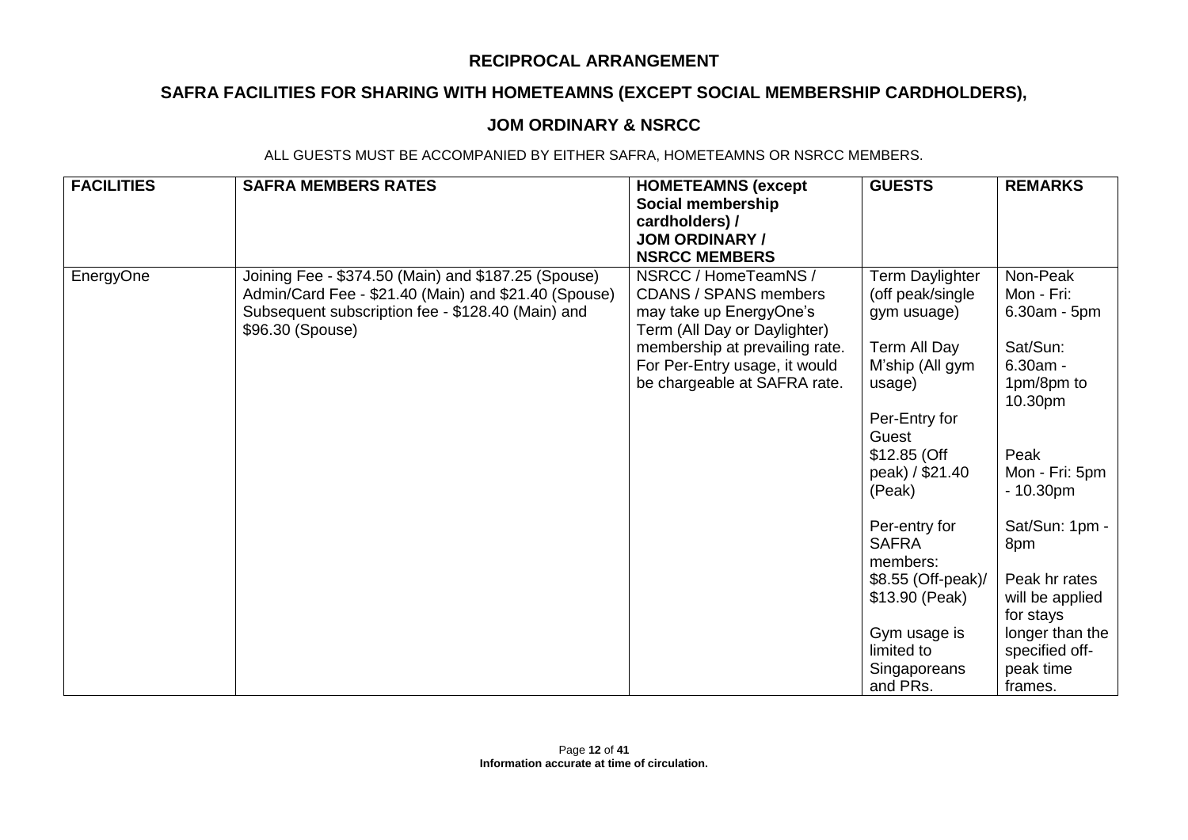## RECIPROCAL ARRANGEMENT

## SAFRA FACILITIES FOR SHARING WITH HOMETEAMNS (EXCEPT SOCIAL MEMBERSHIP CARDHOLDERS),

## JOM ORDINARY & NSRCC

ALL GUESTS MUST BE ACCOMPANIED BY EITHER SAFRA, HOMETEAMNS OR NSRCC MEMBERS.

| FACILITIES | SAFRA MEMBERS RATES | HOMETEAMNS (except Social membership cardholders) / JOM ORDINARY / NSRCC MEMBERS | GUESTS | REMARKS |
|---|---|---|---|---|
| EnergyOne | Joining Fee - $374.50 (Main) and $187.25 (Spouse)<br>Admin/Card Fee - $21.40 (Main) and $21.40 (Spouse)<br>Subsequent subscription fee - $128.40 (Main) and $96.30 (Spouse) | NSRCC / HomeTeamNS / CDANS / SPANS members may take up EnergyOne's Term (All Day or Daylighter) membership at prevailing rate. For Per-Entry usage, it would be chargeable at SAFRA rate. | Term Daylighter (off peak/single gym usage)<br><br>Term All Day M'ship (All gym usage)<br><br>Per-Entry for Guest<br>$12.85 (Off peak) / $21.40 (Peak)<br><br>Per-entry for SAFRA members:<br>$8.55 (Off-peak)/ $13.90 (Peak)<br><br>Gym usage is limited to Singaporeans and PRs. | Non-Peak<br>Mon - Fri: 6.30am - 5pm<br><br>Sat/Sun: 6.30am - 1pm/8pm to 10.30pm<br><br>Peak<br>Mon - Fri: 5pm - 10.30pm<br><br>Sat/Sun: 1pm - 8pm<br><br>Peak hr rates will be applied for stays longer than the specified off-peak time frames. |

**Information accurate at time of circulation.**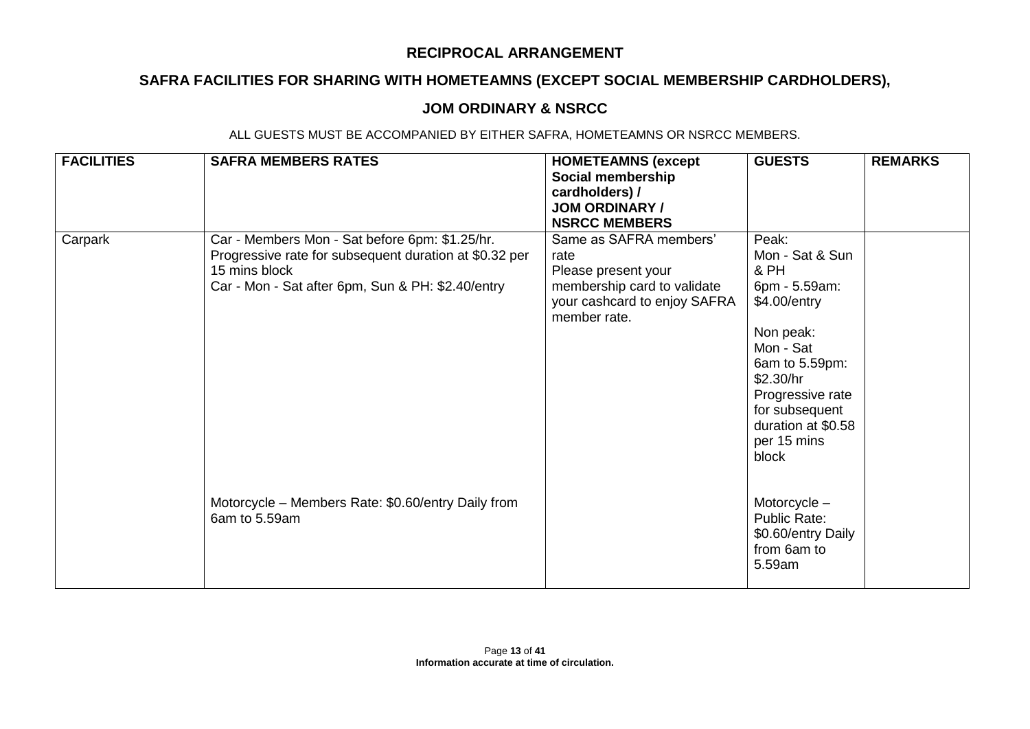**RECIPROCAL ARRANGEMENT**

**SAFRA FACILITIES FOR SHARING WITH HOMETEAMNS (EXCEPT SOCIAL MEMBERSHIP CARDHOLDERS),**

**JOM ORDINARY & NSRCC**

ALL GUESTS MUST BE ACCOMPANIED BY EITHER SAFRA, HOMETEAMNS OR NSRCC MEMBERS.

| **FACILITIES** | **SAFRA MEMBERS RATES** | **HOMETEAMNS (except Social membership cardholders) / JOM ORDINARY / NSRCC MEMBERS** | **GUESTS** | **REMARKS** |
|---|---|---|---|---|
| Carpark | Car - Members Mon - Sat before 6pm: $1.25/hr. Progressive rate for subsequent duration at $0.32 per 15 mins block<br>Car - Mon - Sat after 6pm, Sun & PH: $2.40/entry<br><br>Motorcycle – Members Rate: $0.60/entry Daily from 6am to 5.59am | Same as SAFRA members' rate<br>Please present your membership card to validate your cashcard to enjoy SAFRA member rate. | Peak:<br>Mon - Sat & Sun & PH<br>6pm - 5.59am: $4.00/entry<br><br>Non peak:<br>Mon - Sat<br>6am to 5.59pm: $2.30/hr<br>Progressive rate for subsequent duration at $0.58 per 15 mins block<br><br>Motorcycle – Public Rate: $0.60/entry Daily from 6am to 5.59am | |

**Information accurate at time of circulation.**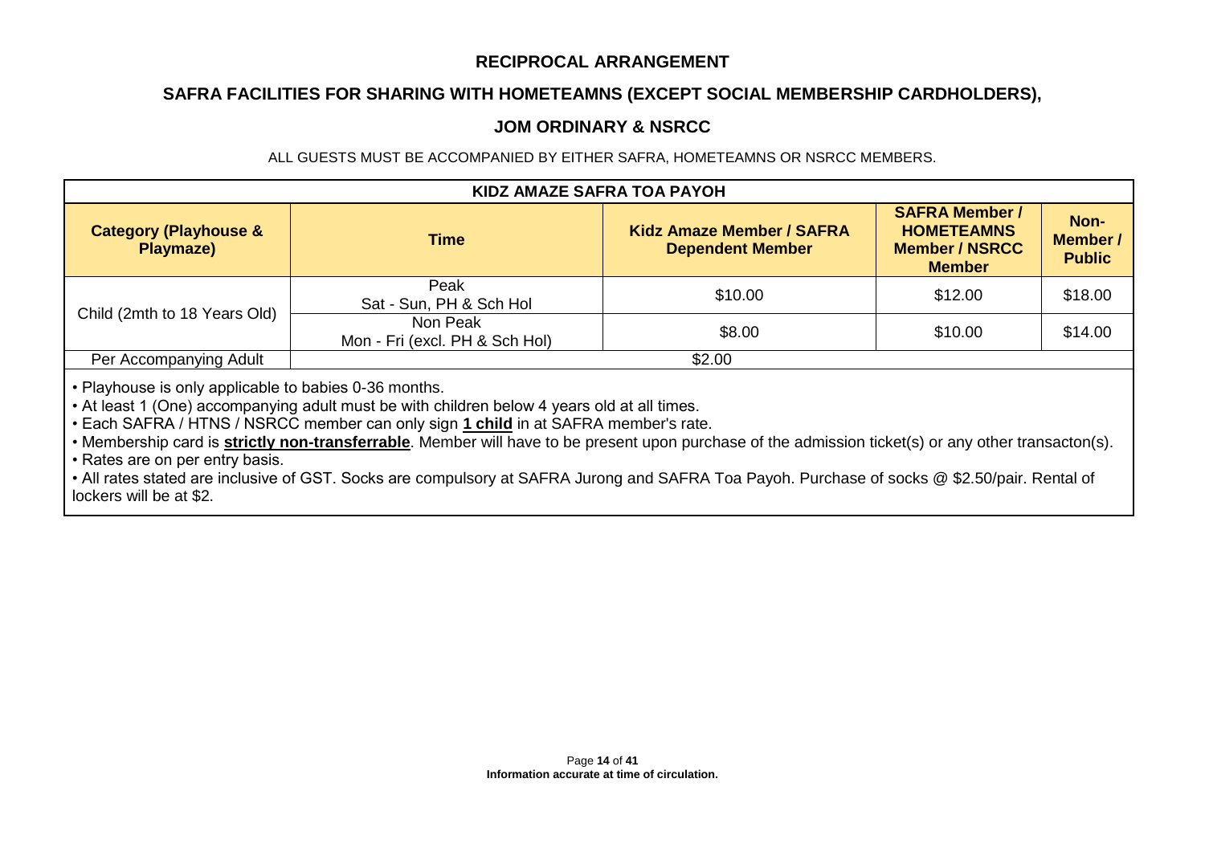**RECIPROCAL ARRANGEMENT**

**SAFRA FACILITIES FOR SHARING WITH HOMETEAMNS (EXCEPT SOCIAL MEMBERSHIP CARDHOLDERS),**

**JOM ORDINARY & NSRCC**

ALL GUESTS MUST BE ACCOMPANIED BY EITHER SAFRA, HOMETEAMNS OR NSRCC MEMBERS.

| KIDZ AMAZE SAFRA TOA PAYOH | | | | |
|---|---|---|---|---|
| **Category (Playhouse & Playmaze)** | **Time** | **Kidz Amaze Member / SAFRA Dependent Member** | **SAFRA Member / HOMETEAMNS Member / NSRCC Member** | **Non-Member / Public** |
| Child (2mth to 18 Years Old) | Peak<br>Sat - Sun, PH & Sch Hol | $10.00 | $12.00 | $18.00 |
| | Non Peak<br>Mon - Fri (excl. PH & Sch Hol) | $8.00 | $10.00 | $14.00 |
| Per Accompanying Adult | $2.00 | | | |

- Playhouse is only applicable to babies 0-36 months.
- At least 1 (One) accompanying adult must be with children below 4 years old at all times.
- Each SAFRA / HTNS / NSRCC member can only sign **1 child** in at SAFRA member's rate.
- Membership card is **strictly non-transferrable**. Member will have to be present upon purchase of the admission ticket(s) or any other transacton(s).
- Rates are on per entry basis.
- All rates stated are inclusive of GST. Socks are compulsory at SAFRA Jurong and SAFRA Toa Payoh. Purchase of socks @ $2.50/pair. Rental of lockers will be at $2.

**Information accurate at time of circulation.**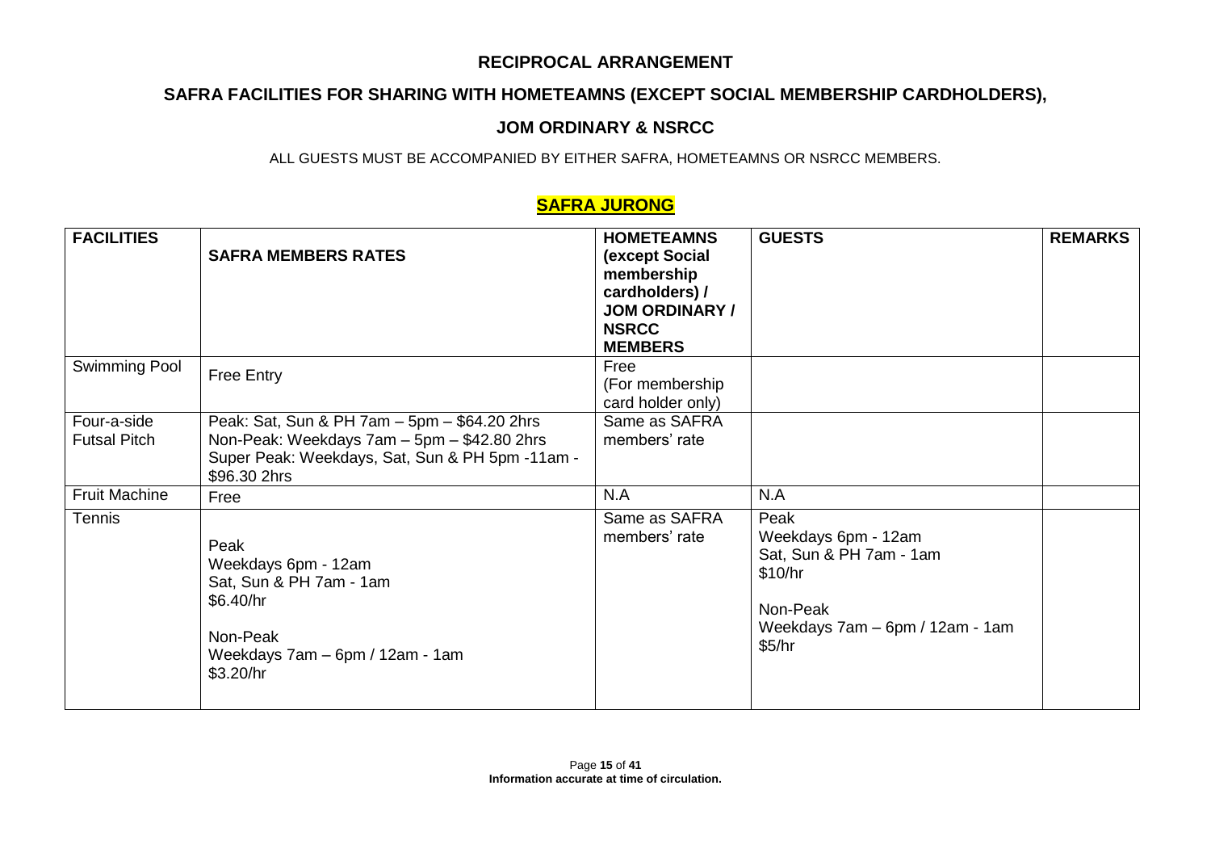## RECIPROCAL ARRANGEMENT

## SAFRA FACILITIES FOR SHARING WITH HOMETEAMNS (EXCEPT SOCIAL MEMBERSHIP CARDHOLDERS),

## JOM ORDINARY & NSRCC

ALL GUESTS MUST BE ACCOMPANIED BY EITHER SAFRA, HOMETEAMNS OR NSRCC MEMBERS.

## SAFRA JURONG

| FACILITIES | SAFRA MEMBERS RATES | HOMETEAMNS (except Social membership cardholders) / JOM ORDINARY / NSRCC MEMBERS | GUESTS | REMARKS |
|---|---|---|---|---|
| Swimming Pool | Free Entry | Free (For membership card holder only) | | |
| Four-a-side Futsal Pitch | Peak: Sat, Sun & PH 7am – 5pm – $64.20 2hrs<br>Non-Peak: Weekdays 7am – 5pm – $42.80 2hrs<br>Super Peak: Weekdays, Sat, Sun & PH 5pm -11am - $96.30 2hrs | Same as SAFRA members' rate | | |
| Fruit Machine | Free | N.A | N.A | |
| Tennis | Peak<br>Weekdays 6pm - 12am<br>Sat, Sun & PH 7am - 1am<br>$6.40/hr<br><br>Non-Peak<br>Weekdays 7am – 6pm / 12am - 1am<br>$3.20/hr | Same as SAFRA members' rate | Peak<br>Weekdays 6pm - 12am<br>Sat, Sun & PH 7am - 1am<br>$10/hr<br><br>Non-Peak<br>Weekdays 7am – 6pm / 12am - 1am<br>$5/hr | |

Information accurate at time of circulation.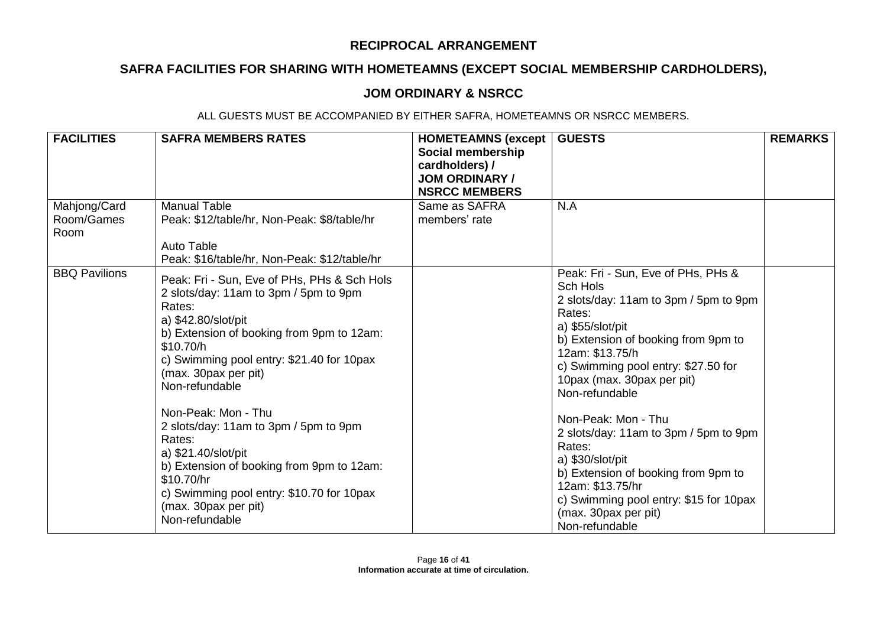# RECIPROCAL ARRANGEMENT

## SAFRA FACILITIES FOR SHARING WITH HOMETEAMNS (EXCEPT SOCIAL MEMBERSHIP CARDHOLDERS),

## JOM ORDINARY & NSRCC

ALL GUESTS MUST BE ACCOMPANIED BY EITHER SAFRA, HOMETEAMNS OR NSRCC MEMBERS.

| FACILITIES | SAFRA MEMBERS RATES | HOMETEAMNS (except Social membership cardholders) / JOM ORDINARY / NSRCC MEMBERS | GUESTS | REMARKS |
|---|---|---|---|---|
| Mahjong/Card Room/Games Room | Manual Table<br>Peak: $12/table/hr, Non-Peak: $8/table/hr<br><br>Auto Table<br>Peak: $16/table/hr, Non-Peak: $12/table/hr | Same as SAFRA members' rate | N.A | |
| BBQ Pavilions | Peak: Fri - Sun, Eve of PHs, PHs & Sch Hols<br>2 slots/day: 11am to 3pm / 5pm to 9pm<br>Rates:<br>a) $42.80/slot/pit<br>b) Extension of booking from 9pm to 12am: $10.70/h<br>c) Swimming pool entry: $21.40 for 10pax (max. 30pax per pit)<br>Non-refundable<br><br>Non-Peak: Mon - Thu<br>2 slots/day: 11am to 3pm / 5pm to 9pm<br>Rates:<br>a) $21.40/slot/pit<br>b) Extension of booking from 9pm to 12am: $10.70/hr<br>c) Swimming pool entry: $10.70 for 10pax (max. 30pax per pit)<br>Non-refundable | | Peak: Fri - Sun, Eve of PHs, PHs & Sch Hols<br>2 slots/day: 11am to 3pm / 5pm to 9pm<br>Rates:<br>a) $55/slot/pit<br>b) Extension of booking from 9pm to 12am: $13.75/h<br>c) Swimming pool entry: $27.50 for 10pax (max. 30pax per pit)<br>Non-refundable<br><br>Non-Peak: Mon - Thu<br>2 slots/day: 11am to 3pm / 5pm to 9pm<br>Rates:<br>a) $30/slot/pit<br>b) Extension of booking from 9pm to 12am: $13.75/hr<br>c) Swimming pool entry: $15 for 10pax (max. 30pax per pit)<br>Non-refundable | |

**Information accurate at time of circulation.**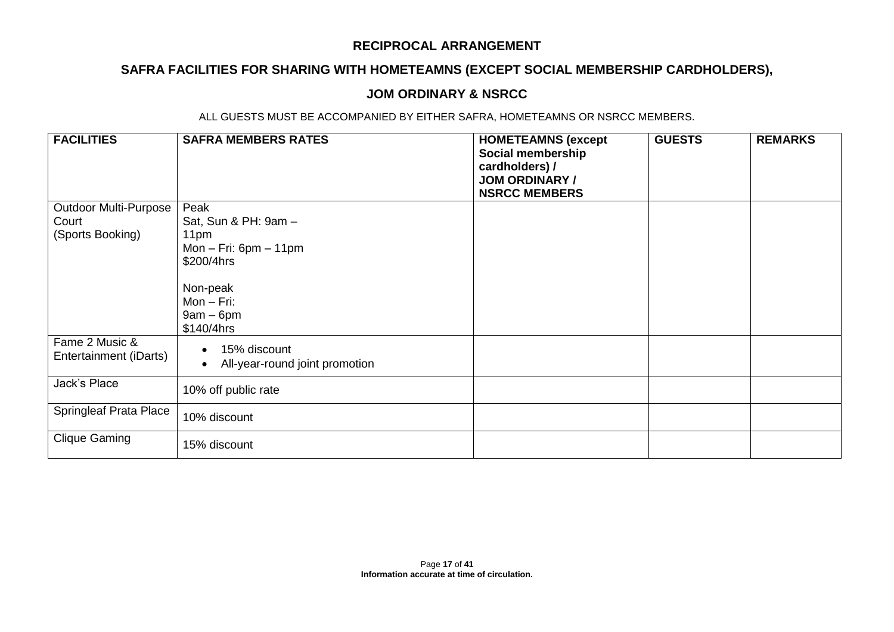**RECIPROCAL ARRANGEMENT**

**SAFRA FACILITIES FOR SHARING WITH HOMETEAMNS (EXCEPT SOCIAL MEMBERSHIP CARDHOLDERS),**

**JOM ORDINARY & NSRCC**

ALL GUESTS MUST BE ACCOMPANIED BY EITHER SAFRA, HOMETEAMNS OR NSRCC MEMBERS.

| FACILITIES | SAFRA MEMBERS RATES | HOMETEAMNS (except Social membership cardholders) / JOM ORDINARY / NSRCC MEMBERS | GUESTS | REMARKS |
|---|---|---|---|---|
| Outdoor Multi-Purpose Court (Sports Booking) | Peak<br>Sat, Sun & PH: 9am – 11pm<br>Mon – Fri: 6pm – 11pm<br>$200/4hrs<br><br>Non-peak<br>Mon – Fri:<br>9am – 6pm<br>$140/4hrs | | | |
| Fame 2 Music & Entertainment (iDarts) | • 15% discount<br>• All-year-round joint promotion | | | |
| Jack's Place | 10% off public rate | | | |
| Springleaf Prata Place | 10% discount | | | |
| Clique Gaming | 15% discount | | | |

**Information accurate at time of circulation.**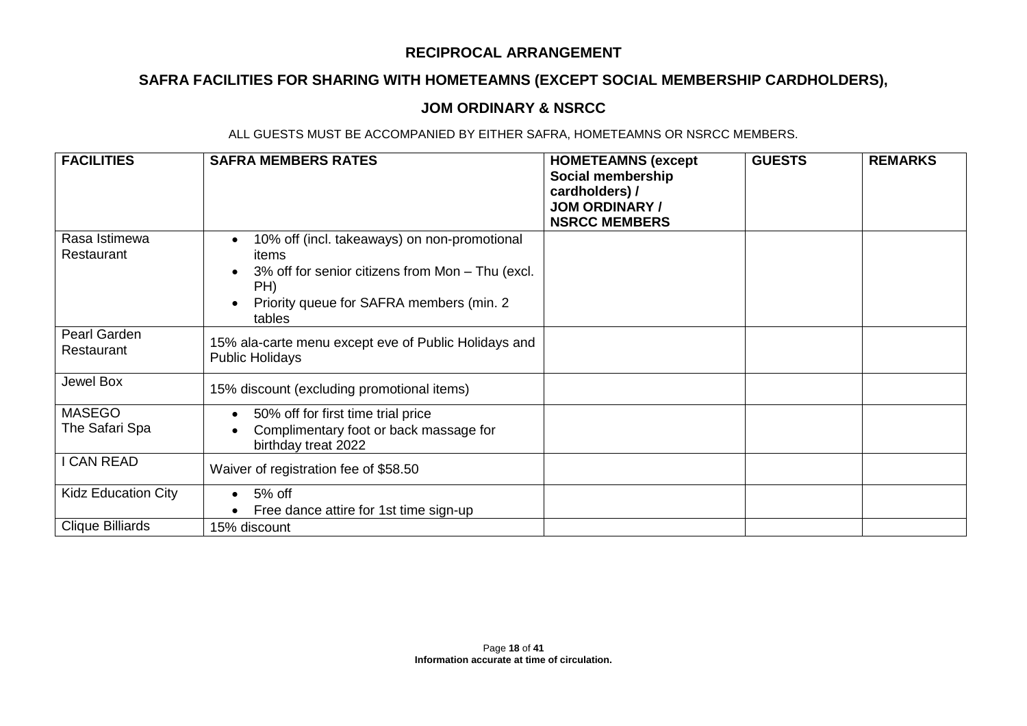## RECIPROCAL ARRANGEMENT

## SAFRA FACILITIES FOR SHARING WITH HOMETEAMNS (EXCEPT SOCIAL MEMBERSHIP CARDHOLDERS),

## JOM ORDINARY & NSRCC

ALL GUESTS MUST BE ACCOMPANIED BY EITHER SAFRA, HOMETEAMNS OR NSRCC MEMBERS.

| FACILITIES | SAFRA MEMBERS RATES | HOMETEAMNS (except Social membership cardholders) / JOM ORDINARY / NSRCC MEMBERS | GUESTS | REMARKS |
|---|---|---|---|---|
| Rasa Istimewa Restaurant | • 10% off (incl. takeaways) on non-promotional items<br>• 3% off for senior citizens from Mon – Thu (excl. PH)<br>• Priority queue for SAFRA members (min. 2 tables | | | |
| Pearl Garden Restaurant | 15% ala-carte menu except eve of Public Holidays and Public Holidays | | | |
| Jewel Box | 15% discount (excluding promotional items) | | | |
| MASEGO The Safari Spa | • 50% off for first time trial price<br>• Complimentary foot or back massage for birthday treat 2022 | | | |
| I CAN READ | Waiver of registration fee of $58.50 | | | |
| Kidz Education City | • 5% off<br>• Free dance attire for 1st time sign-up | | | |
| Clique Billiards | 15% discount | | | |

**Information accurate at time of circulation.**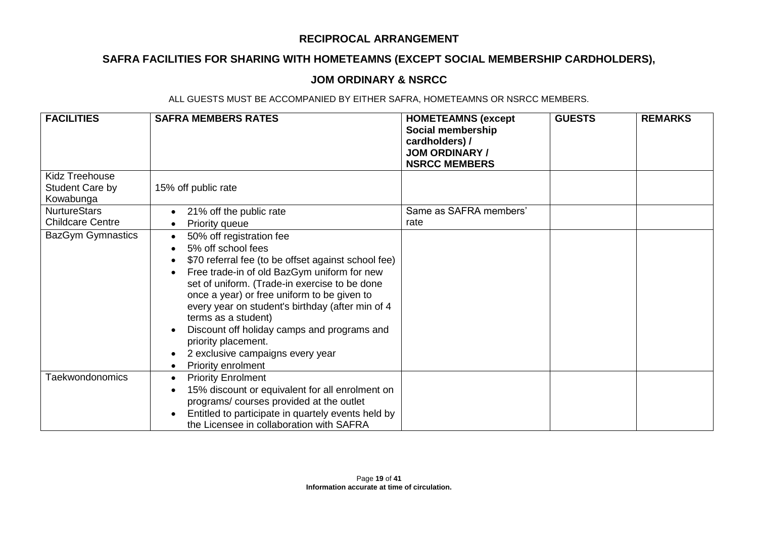**RECIPROCAL ARRANGEMENT**

**SAFRA FACILITIES FOR SHARING WITH HOMETEAMNS (EXCEPT SOCIAL MEMBERSHIP CARDHOLDERS),**

**JOM ORDINARY & NSRCC**

ALL GUESTS MUST BE ACCOMPANIED BY EITHER SAFRA, HOMETEAMNS OR NSRCC MEMBERS.

| **FACILITIES** | **SAFRA MEMBERS RATES** | **HOMETEAMNS (except Social membership cardholders) / JOM ORDINARY / NSRCC MEMBERS** | **GUESTS** | **REMARKS** |
|---|---|---|---|---|
| Kidz Treehouse Student Care by Kowabunga | 15% off public rate | | | |
| NurtureStars Childcare Centre | • 21% off the public rate<br>• Priority queue | Same as SAFRA members' rate | | |
| BazGym Gymnastics | • 50% off registration fee<br>• 5% off school fees<br>• $70 referral fee (to be offset against school fee)<br>• Free trade-in of old BazGym uniform for new set of uniform. (Trade-in exercise to be done once a year) or free uniform to be given to every year on student's birthday (after min of 4 terms as a student)<br>• Discount off holiday camps and programs and priority placement.<br>• 2 exclusive campaigns every year<br>• Priority enrolment | | | |
| Taekwondonomics | • Priority Enrolment<br>• 15% discount or equivalent for all enrolment on programs/ courses provided at the outlet<br>• Entitled to participate in quartely events held by the Licensee in collaboration with SAFRA | | | |

**Information accurate at time of circulation.**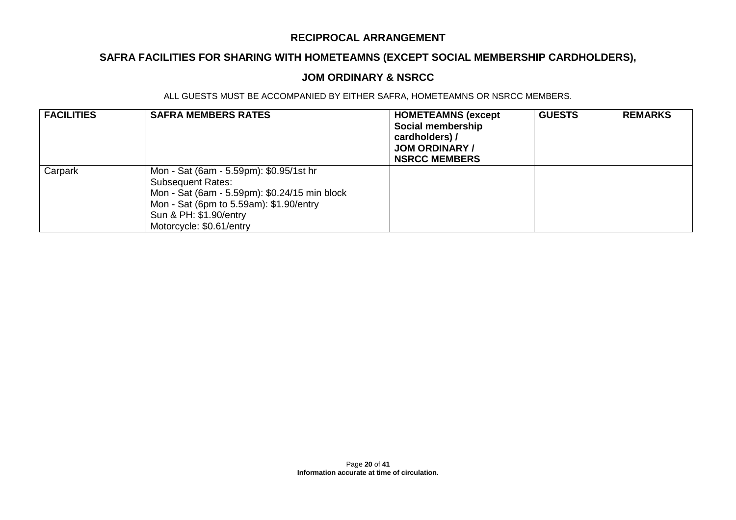# RECIPROCAL ARRANGEMENT

## SAFRA FACILITIES FOR SHARING WITH HOMETEAMNS (EXCEPT SOCIAL MEMBERSHIP CARDHOLDERS),

## JOM ORDINARY & NSRCC

ALL GUESTS MUST BE ACCOMPANIED BY EITHER SAFRA, HOMETEAMNS OR NSRCC MEMBERS.

| FACILITIES | SAFRA MEMBERS RATES | HOMETEAMNS (except Social membership cardholders) / JOM ORDINARY / NSRCC MEMBERS | GUESTS | REMARKS |
|---|---|---|---|---|
| Carpark | Mon - Sat (6am - 5.59pm): $0.95/1st hr<br>Subsequent Rates:<br>Mon - Sat (6am - 5.59pm): $0.24/15 min block<br>Mon - Sat (6pm to 5.59am): $1.90/entry<br>Sun & PH: $1.90/entry<br>Motorcycle: $0.61/entry | | | |

Information accurate at time of circulation.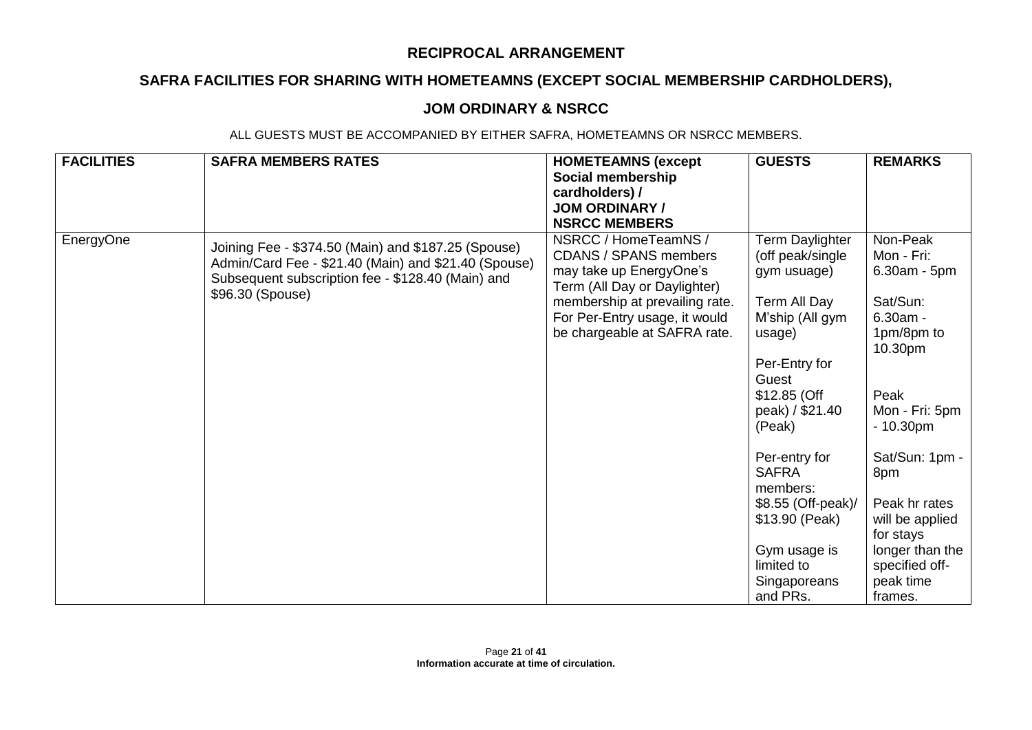**RECIPROCAL ARRANGEMENT**

**SAFRA FACILITIES FOR SHARING WITH HOMETEAMNS (EXCEPT SOCIAL MEMBERSHIP CARDHOLDERS),**

**JOM ORDINARY & NSRCC**

ALL GUESTS MUST BE ACCOMPANIED BY EITHER SAFRA, HOMETEAMNS OR NSRCC MEMBERS.

| **FACILITIES** | **SAFRA MEMBERS RATES** | **HOMETEAMNS (except Social membership cardholders) / JOM ORDINARY / NSRCC MEMBERS** | **GUESTS** | **REMARKS** |
|---|---|---|---|---|
| EnergyOne | Joining Fee - $374.50 (Main) and $187.25 (Spouse)<br>Admin/Card Fee - $21.40 (Main) and $21.40 (Spouse)<br>Subsequent subscription fee - $128.40 (Main) and $96.30 (Spouse) | NSRCC / HomeTeamNS / CDANS / SPANS members may take up EnergyOne's Term (All Day or Daylighter) membership at prevailing rate. For Per-Entry usage, it would be chargeable at SAFRA rate. | Term Daylighter (off peak/single gym usuage)<br><br>Term All Day M'ship (All gym usage)<br><br>Per-Entry for Guest<br>$12.85 (Off peak) / $21.40 (Peak)<br><br>Per-entry for SAFRA members:<br>$8.55 (Off-peak)/ $13.90 (Peak)<br><br>Gym usage is limited to Singaporeans and PRs. | Non-Peak<br>Mon - Fri: 6.30am - 5pm<br><br>Sat/Sun: 6.30am - 1pm/8pm to 10.30pm<br><br>Peak<br>Mon - Fri: 5pm - 10.30pm<br><br>Sat/Sun: 1pm - 8pm<br><br>Peak hr rates will be applied for stays longer than the specified off-peak time frames. |

Information accurate at time of circulation.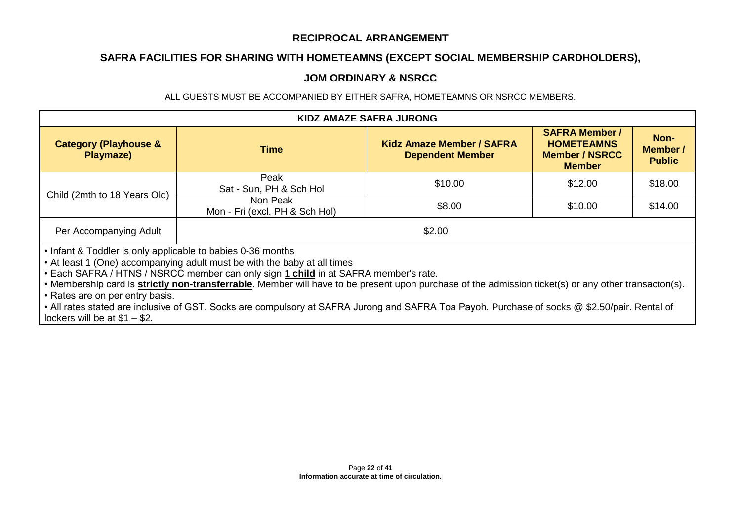## RECIPROCAL ARRANGEMENT

## SAFRA FACILITIES FOR SHARING WITH HOMETEAMNS (EXCEPT SOCIAL MEMBERSHIP CARDHOLDERS),

## JOM ORDINARY & NSRCC

ALL GUESTS MUST BE ACCOMPANIED BY EITHER SAFRA, HOMETEAMNS OR NSRCC MEMBERS.

| KIDZ AMAZE SAFRA JURONG | | | | |
|---|---|---|---|---|
| **Category (Playhouse & Playmaze)** | **Time** | **Kidz Amaze Member / SAFRA Dependent Member** | **SAFRA Member / HOMETEAMNS Member / NSRCC Member** | **Non-Member / Public** |
| Child (2mth to 18 Years Old) | Peak<br>Sat - Sun, PH & Sch Hol | \$10.00 | \$12.00 | \$18.00 |
| | Non Peak<br>Mon - Fri (excl. PH & Sch Hol) | \$8.00 | \$10.00 | \$14.00 |
| Per Accompanying Adult | \$2.00 | | | |

- Infant & Toddler is only applicable to babies 0-36 months
- At least 1 (One) accompanying adult must be with the baby at all times
- Each SAFRA / HTNS / NSRCC member can only sign **1 child** in at SAFRA member's rate.
- Membership card is **strictly non-transferrable**. Member will have to be present upon purchase of the admission ticket(s) or any other transacton(s).
- Rates are on per entry basis.
- All rates stated are inclusive of GST. Socks are compulsory at SAFRA Jurong and SAFRA Toa Payoh. Purchase of socks @ \$2.50/pair. Rental of lockers will be at \$1 – \$2.

**Information accurate at time of circulation.**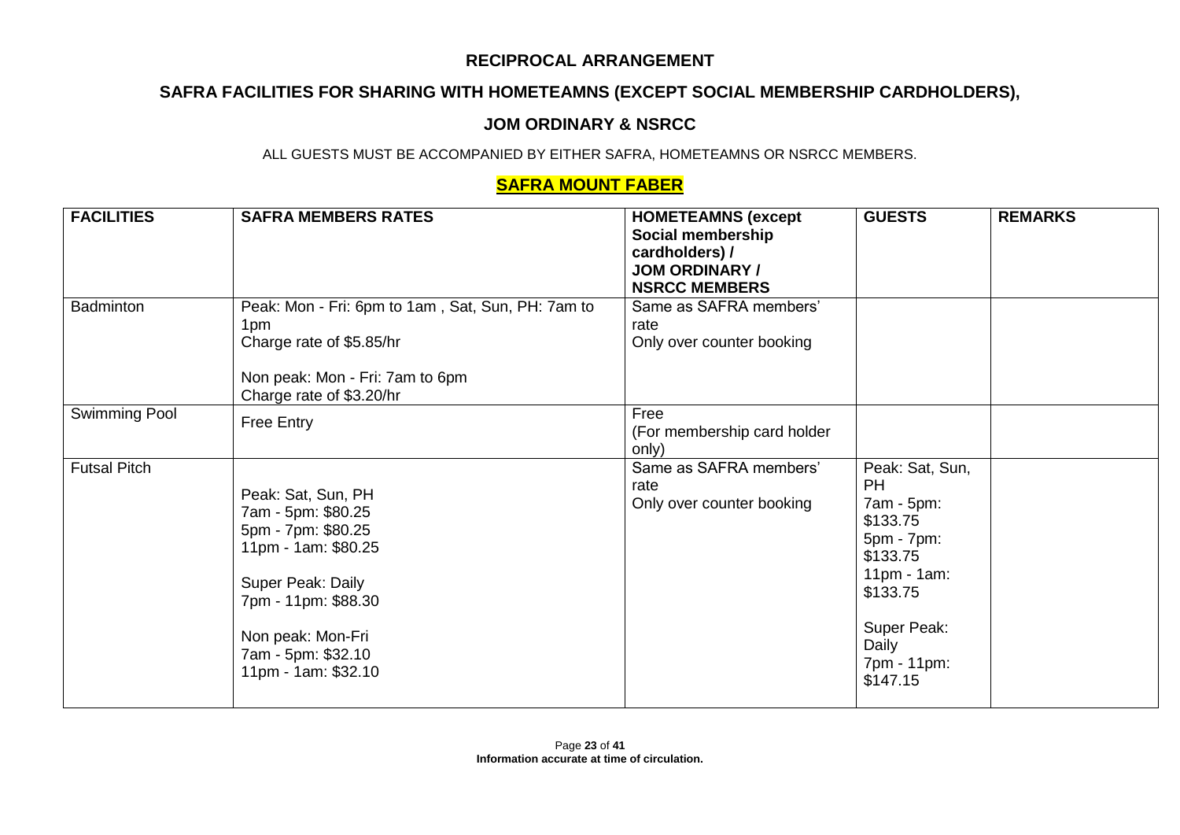## RECIPROCAL ARRANGEMENT

## SAFRA FACILITIES FOR SHARING WITH HOMETEAMNS (EXCEPT SOCIAL MEMBERSHIP CARDHOLDERS),

## JOM ORDINARY & NSRCC

ALL GUESTS MUST BE ACCOMPANIED BY EITHER SAFRA, HOMETEAMNS OR NSRCC MEMBERS.

### SAFRA MOUNT FABER

| FACILITIES | SAFRA MEMBERS RATES | HOMETEAMNS (except Social membership cardholders) / JOM ORDINARY / NSRCC MEMBERS | GUESTS | REMARKS |
|---|---|---|---|---|
| Badminton | Peak: Mon - Fri: 6pm to 1am , Sat, Sun, PH: 7am to 1pm<br>Charge rate of $5.85/hr<br><br>Non peak: Mon - Fri: 7am to 6pm<br>Charge rate of $3.20/hr | Same as SAFRA members' rate<br>Only over counter booking | | |
| Swimming Pool | Free Entry | Free<br>(For membership card holder only) | | |
| Futsal Pitch | Peak: Sat, Sun, PH<br>7am - 5pm: $80.25<br>5pm - 7pm: $80.25<br>11pm - 1am: $80.25<br><br>Super Peak: Daily<br>7pm - 11pm: $88.30<br><br>Non peak: Mon-Fri<br>7am - 5pm: $32.10<br>11pm - 1am: $32.10 | Same as SAFRA members' rate<br>Only over counter booking | Peak: Sat, Sun, PH<br>7am - 5pm: $133.75<br>5pm - 7pm: $133.75<br>11pm - 1am: $133.75<br><br>Super Peak: Daily<br>7pm - 11pm: $147.15 | |

**Information accurate at time of circulation.**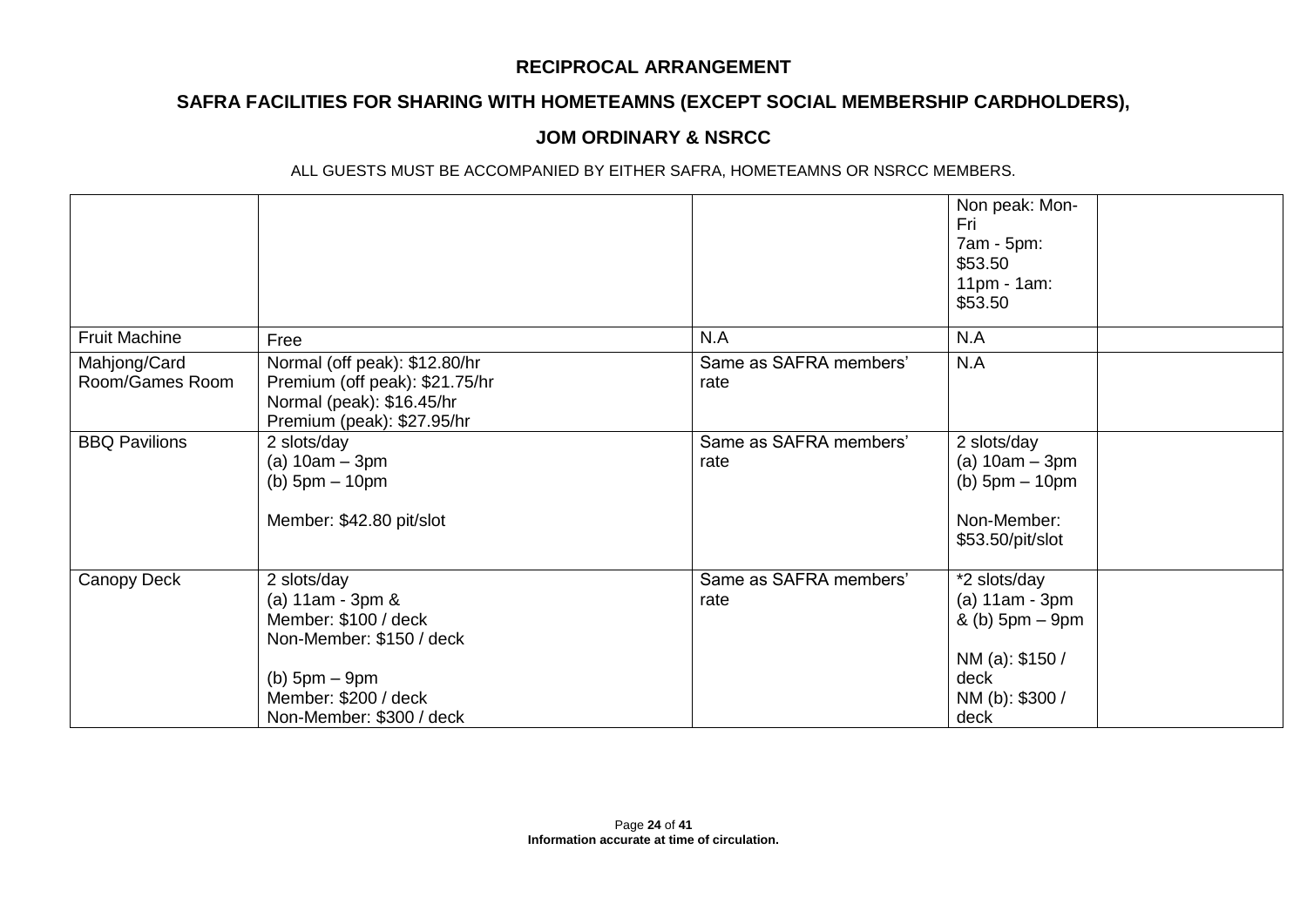**RECIPROCAL ARRANGEMENT**

**SAFRA FACILITIES FOR SHARING WITH HOMETEAMNS (EXCEPT SOCIAL MEMBERSHIP CARDHOLDERS),**

**JOM ORDINARY & NSRCC**

ALL GUESTS MUST BE ACCOMPANIED BY EITHER SAFRA, HOMETEAMNS OR NSRCC MEMBERS.

| | | | | |
|---|---|---|---|---|
| | | | Non peak: Mon-Fri<br>7am - 5pm: $53.50<br>11pm - 1am: $53.50 | |
| Fruit Machine | Free | N.A | N.A | |
| Mahjong/Card Room/Games Room | Normal (off peak): $12.80/hr<br>Premium (off peak): $21.75/hr<br>Normal (peak): $16.45/hr<br>Premium (peak): $27.95/hr | Same as SAFRA members' rate | N.A | |
| BBQ Pavilions | 2 slots/day<br>(a) 10am – 3pm<br>(b) 5pm – 10pm<br><br>Member: $42.80 pit/slot | Same as SAFRA members' rate | 2 slots/day<br>(a) 10am – 3pm<br>(b) 5pm – 10pm<br><br>Non-Member: $53.50/pit/slot | |
| Canopy Deck | 2 slots/day<br>(a) 11am - 3pm &<br>Member: $100 / deck<br>Non-Member: $150 / deck<br><br>(b) 5pm – 9pm<br>Member: $200 / deck<br>Non-Member: $300 / deck | Same as SAFRA members' rate | *2 slots/day<br>(a) 11am - 3pm & (b) 5pm – 9pm<br><br>NM (a): $150 / deck<br>NM (b): $300 / deck | |

Information accurate at time of circulation.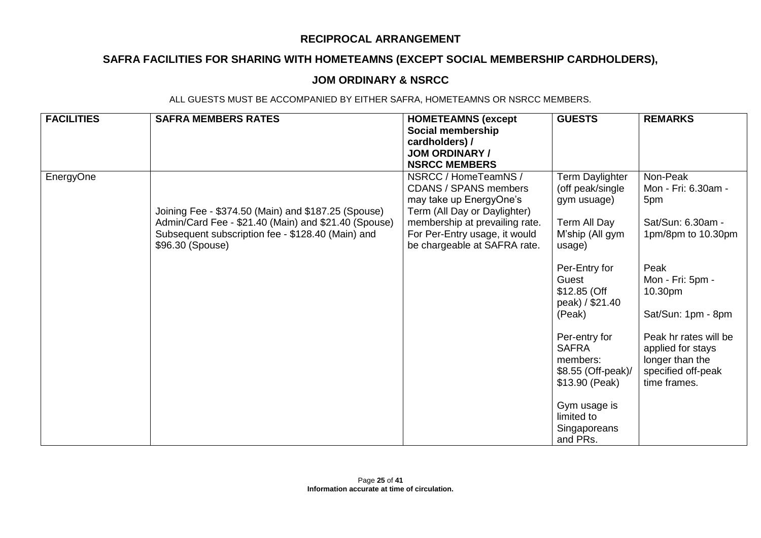**RECIPROCAL ARRANGEMENT**

**SAFRA FACILITIES FOR SHARING WITH HOMETEAMNS (EXCEPT SOCIAL MEMBERSHIP CARDHOLDERS),**

**JOM ORDINARY & NSRCC**

ALL GUESTS MUST BE ACCOMPANIED BY EITHER SAFRA, HOMETEAMNS OR NSRCC MEMBERS.

| FACILITIES | SAFRA MEMBERS RATES | HOMETEAMNS (except Social membership cardholders) / JOM ORDINARY / NSRCC MEMBERS | GUESTS | REMARKS |
|---|---|---|---|---|
| EnergyOne | Joining Fee - $374.50 (Main) and $187.25 (Spouse)<br>Admin/Card Fee - $21.40 (Main) and $21.40 (Spouse)<br>Subsequent subscription fee - $128.40 (Main) and $96.30 (Spouse) | NSRCC / HomeTeamNS / CDANS / SPANS members may take up EnergyOne's Term (All Day or Daylighter) membership at prevailing rate. For Per-Entry usage, it would be chargeable at SAFRA rate. | Term Daylighter (off peak/single gym usuage)<br><br>Term All Day M'ship (All gym usage)<br><br>Per-Entry for Guest $12.85 (Off peak) / $21.40 (Peak)<br><br>Per-entry for SAFRA members: $8.55 (Off-peak)/ $13.90 (Peak)<br><br>Gym usage is limited to Singaporeans and PRs. | Non-Peak<br>Mon - Fri: 6.30am - 5pm<br><br>Sat/Sun: 6.30am - 1pm/8pm to 10.30pm<br><br>Peak<br>Mon - Fri: 5pm - 10.30pm<br><br>Sat/Sun: 1pm - 8pm<br><br>Peak hr rates will be applied for stays longer than the specified off-peak time frames. |

**Information accurate at time of circulation.**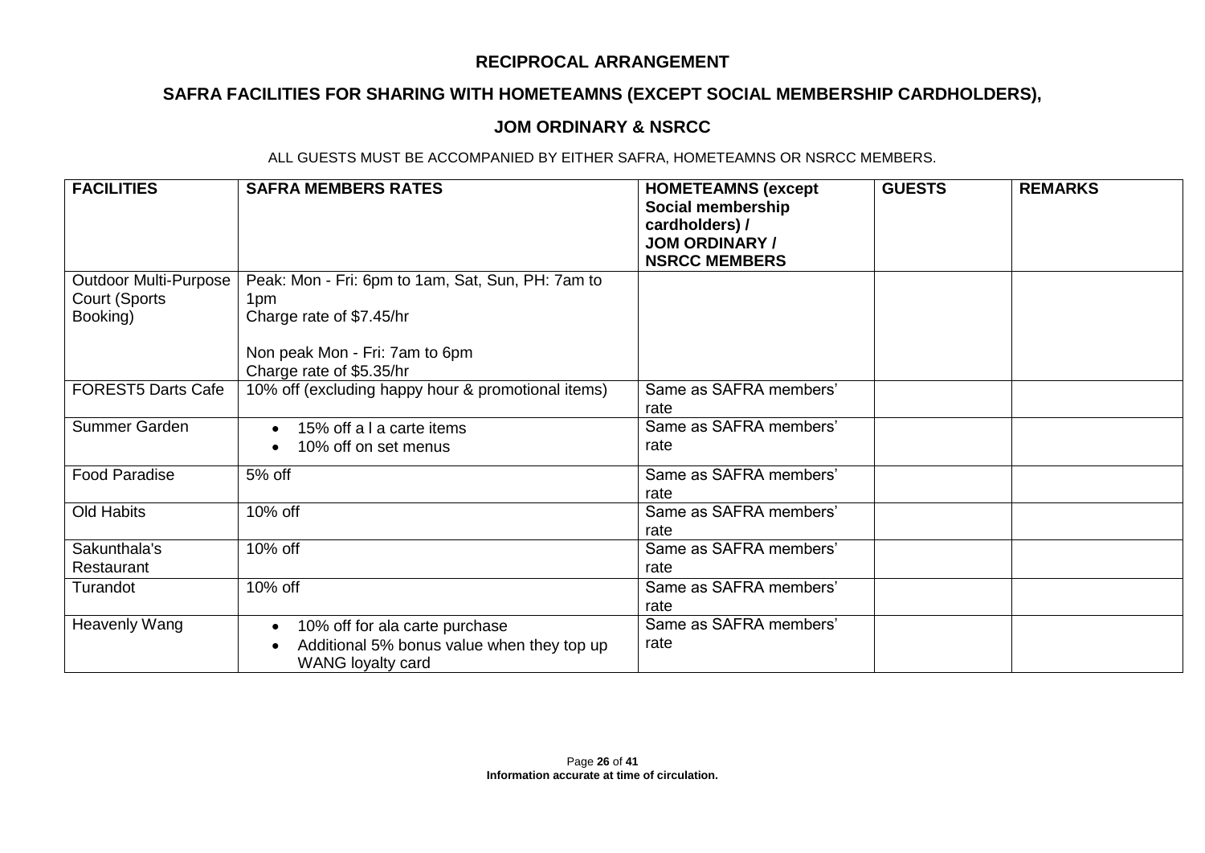## RECIPROCAL ARRANGEMENT

## SAFRA FACILITIES FOR SHARING WITH HOMETEAMNS (EXCEPT SOCIAL MEMBERSHIP CARDHOLDERS),

## JOM ORDINARY & NSRCC

ALL GUESTS MUST BE ACCOMPANIED BY EITHER SAFRA, HOMETEAMNS OR NSRCC MEMBERS.

| FACILITIES | SAFRA MEMBERS RATES | HOMETEAMNS (except Social membership cardholders) / JOM ORDINARY / NSRCC MEMBERS | GUESTS | REMARKS |
|---|---|---|---|---|
| Outdoor Multi-Purpose Court (Sports Booking) | Peak: Mon - Fri: 6pm to 1am, Sat, Sun, PH: 7am to 1pm<br>Charge rate of $7.45/hr<br><br>Non peak Mon - Fri: 7am to 6pm<br>Charge rate of $5.35/hr | | | |
| FOREST5 Darts Cafe | 10% off (excluding happy hour & promotional items) | Same as SAFRA members' rate | | |
| Summer Garden | • 15% off a l a carte items<br>• 10% off on set menus | Same as SAFRA members' rate | | |
| Food Paradise | 5% off | Same as SAFRA members' rate | | |
| Old Habits | 10% off | Same as SAFRA members' rate | | |
| Sakunthala's Restaurant | 10% off | Same as SAFRA members' rate | | |
| Turandot | 10% off | Same as SAFRA members' rate | | |
| Heavenly Wang | • 10% off for ala carte purchase<br>• Additional 5% bonus value when they top up WANG loyalty card | Same as SAFRA members' rate | | |

**Information accurate at time of circulation.**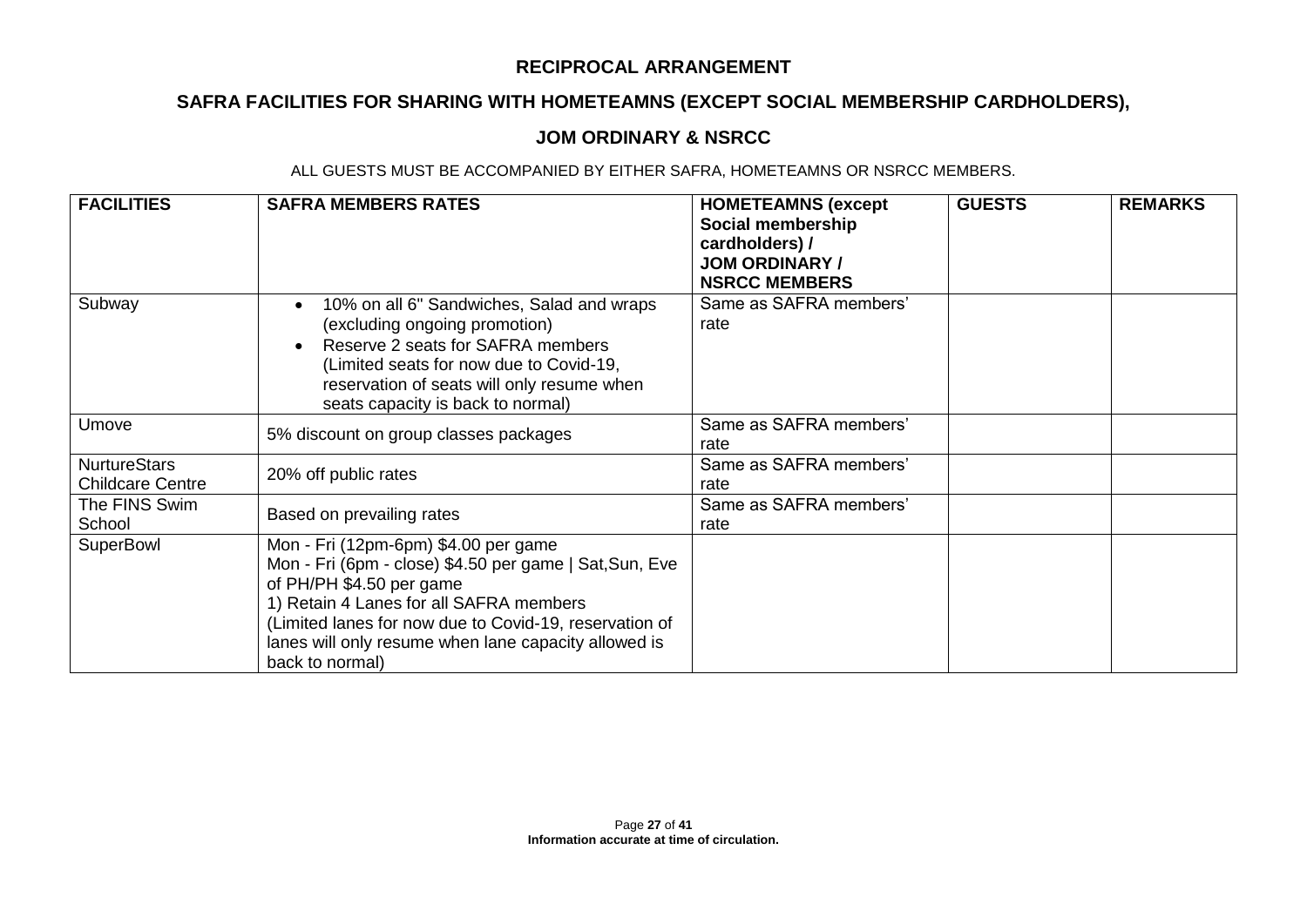## RECIPROCAL ARRANGEMENT

## SAFRA FACILITIES FOR SHARING WITH HOMETEAMNS (EXCEPT SOCIAL MEMBERSHIP CARDHOLDERS),

## JOM ORDINARY & NSRCC

ALL GUESTS MUST BE ACCOMPANIED BY EITHER SAFRA, HOMETEAMNS OR NSRCC MEMBERS.

| FACILITIES | SAFRA MEMBERS RATES | HOMETEAMNS (except Social membership cardholders) / JOM ORDINARY / NSRCC MEMBERS | GUESTS | REMARKS |
|---|---|---|---|---|
| Subway | • 10% on all 6" Sandwiches, Salad and wraps (excluding ongoing promotion)<br>• Reserve 2 seats for SAFRA members (Limited seats for now due to Covid-19, reservation of seats will only resume when seats capacity is back to normal) | Same as SAFRA members' rate | | |
| Umove | 5% discount on group classes packages | Same as SAFRA members' rate | | |
| NurtureStars Childcare Centre | 20% off public rates | Same as SAFRA members' rate | | |
| The FINS Swim School | Based on prevailing rates | Same as SAFRA members' rate | | |
| SuperBowl | Mon - Fri (12pm-6pm) $4.00 per game<br>Mon - Fri (6pm - close) $4.50 per game \| Sat,Sun, Eve of PH/PH $4.50 per game<br>1) Retain 4 Lanes for all SAFRA members<br>(Limited lanes for now due to Covid-19, reservation of lanes will only resume when lane capacity allowed is back to normal) | | | |

**Information accurate at time of circulation.**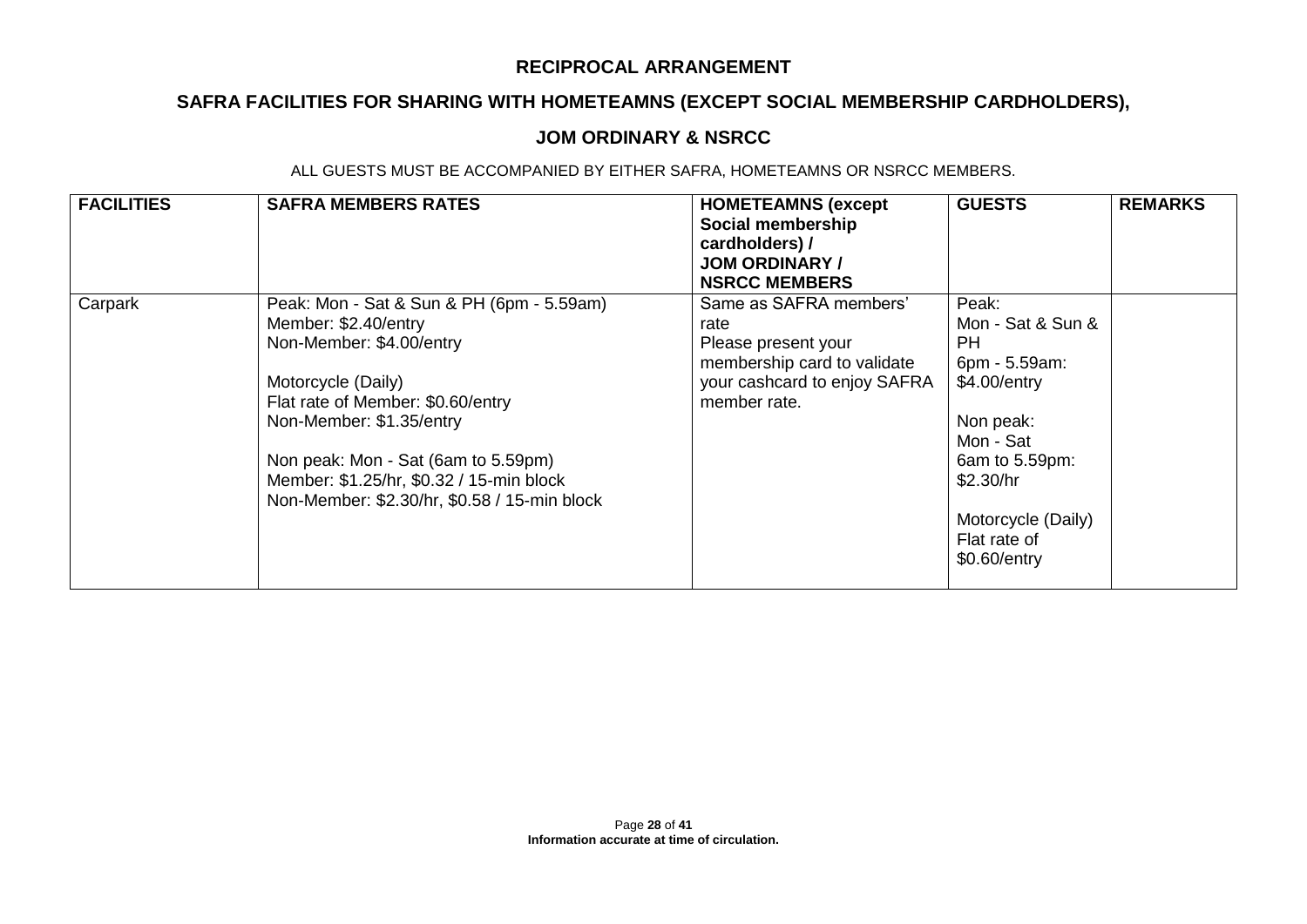**RECIPROCAL ARRANGEMENT**

**SAFRA FACILITIES FOR SHARING WITH HOMETEAMNS (EXCEPT SOCIAL MEMBERSHIP CARDHOLDERS),**

**JOM ORDINARY & NSRCC**

ALL GUESTS MUST BE ACCOMPANIED BY EITHER SAFRA, HOMETEAMNS OR NSRCC MEMBERS.

| FACILITIES | SAFRA MEMBERS RATES | HOMETEAMNS (except Social membership cardholders) / JOM ORDINARY / NSRCC MEMBERS | GUESTS | REMARKS |
|---|---|---|---|---|
| Carpark | Peak: Mon - Sat & Sun & PH (6pm - 5.59am)<br>Member: $2.40/entry<br>Non-Member: $4.00/entry<br><br>Motorcycle (Daily)<br>Flat rate of Member: $0.60/entry<br>Non-Member: $1.35/entry<br><br>Non peak: Mon - Sat (6am to 5.59pm)<br>Member: $1.25/hr, $0.32 / 15-min block<br>Non-Member: $2.30/hr, $0.58 / 15-min block | Same as SAFRA members' rate<br>Please present your membership card to validate your cashcard to enjoy SAFRA member rate. | Peak:<br>Mon - Sat & Sun & PH<br>6pm - 5.59am:<br>$4.00/entry<br><br>Non peak:<br>Mon - Sat<br>6am to 5.59pm:<br>$2.30/hr<br><br>Motorcycle (Daily)<br>Flat rate of<br>$0.60/entry | |

Information accurate at time of circulation.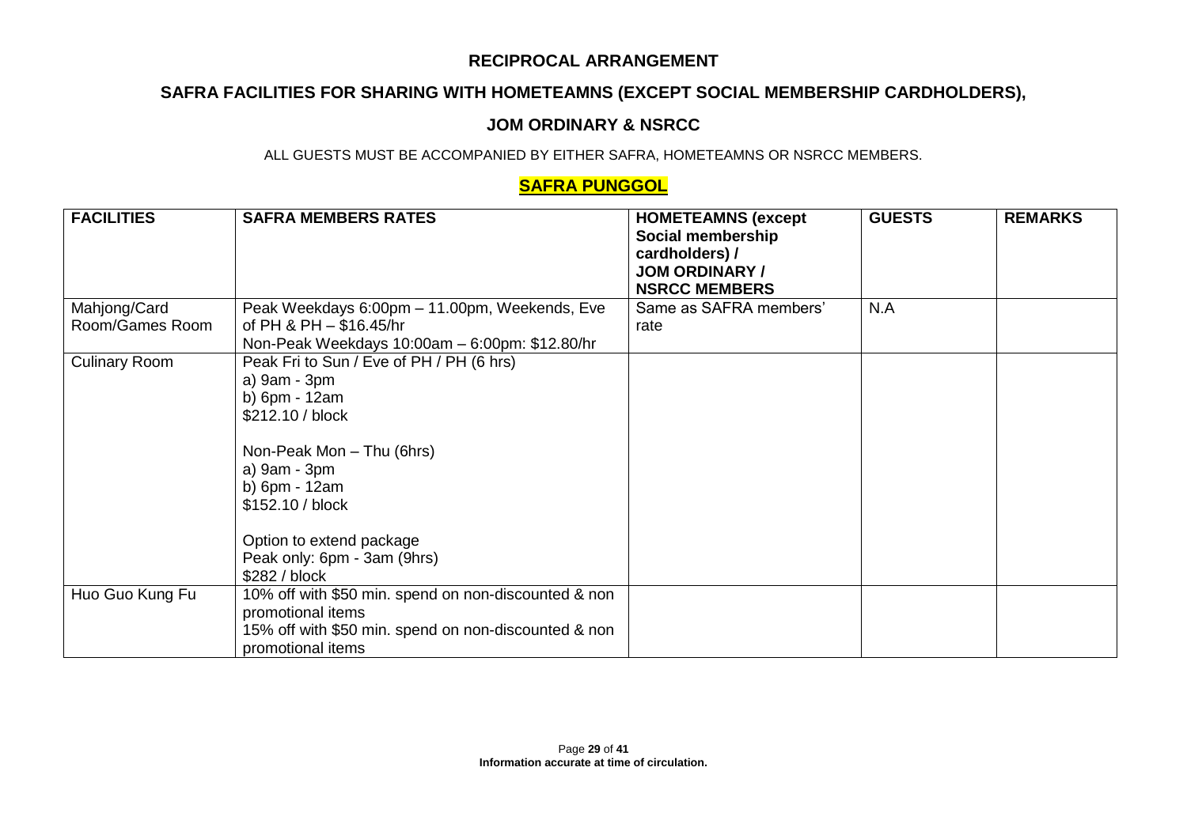# RECIPROCAL ARRANGEMENT

## SAFRA FACILITIES FOR SHARING WITH HOMETEAMNS (EXCEPT SOCIAL MEMBERSHIP CARDHOLDERS),

## JOM ORDINARY & NSRCC

ALL GUESTS MUST BE ACCOMPANIED BY EITHER SAFRA, HOMETEAMNS OR NSRCC MEMBERS.

## SAFRA PUNGGOL

| FACILITIES | SAFRA MEMBERS RATES | HOMETEAMNS (except Social membership cardholders) / JOM ORDINARY / NSRCC MEMBERS | GUESTS | REMARKS |
|---|---|---|---|---|
| Mahjong/Card Room/Games Room | Peak Weekdays 6:00pm – 11.00pm, Weekends, Eve of PH & PH – $16.45/hr<br>Non-Peak Weekdays 10:00am – 6:00pm: $12.80/hr | Same as SAFRA members' rate | N.A | |
| Culinary Room | Peak Fri to Sun / Eve of PH / PH (6 hrs)<br>a) 9am - 3pm<br>b) 6pm - 12am<br>$212.10 / block<br><br>Non-Peak Mon – Thu (6hrs)<br>a) 9am - 3pm<br>b) 6pm - 12am<br>$152.10 / block<br><br>Option to extend package<br>Peak only: 6pm - 3am (9hrs)<br>$282 / block | | | |
| Huo Guo Kung Fu | 10% off with $50 min. spend on non-discounted & non promotional items<br>15% off with $50 min. spend on non-discounted & non promotional items | | | |

**Information accurate at time of circulation.**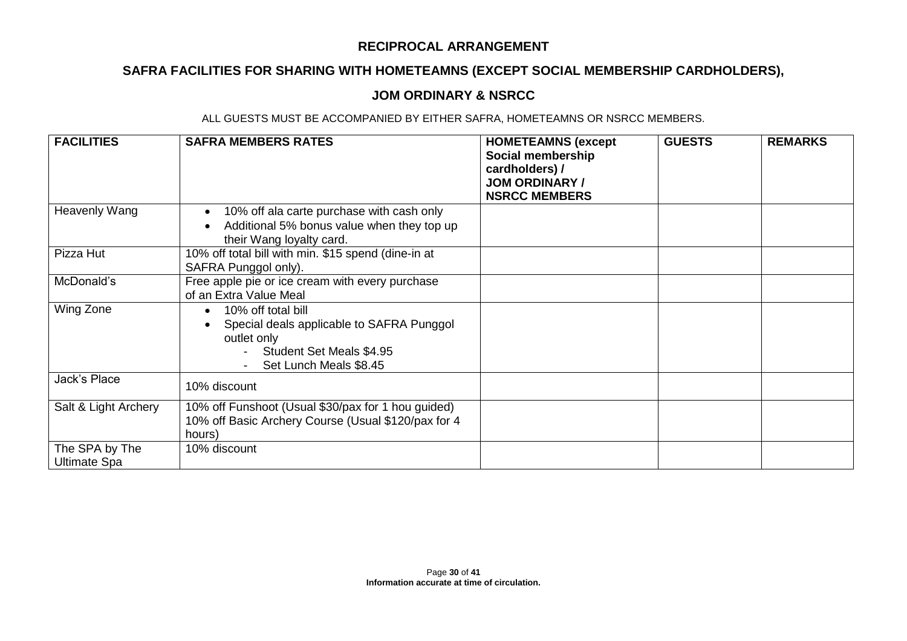## RECIPROCAL ARRANGEMENT

## SAFRA FACILITIES FOR SHARING WITH HOMETEAMNS (EXCEPT SOCIAL MEMBERSHIP CARDHOLDERS),

## JOM ORDINARY & NSRCC

ALL GUESTS MUST BE ACCOMPANIED BY EITHER SAFRA, HOMETEAMNS OR NSRCC MEMBERS.

| FACILITIES | SAFRA MEMBERS RATES | HOMETEAMNS (except Social membership cardholders) / JOM ORDINARY / NSRCC MEMBERS | GUESTS | REMARKS |
|---|---|---|---|---|
| Heavenly Wang | • 10% off ala carte purchase with cash only<br>• Additional 5% bonus value when they top up their Wang loyalty card. | | | |
| Pizza Hut | 10% off total bill with min. $15 spend (dine-in at SAFRA Punggol only). | | | |
| McDonald's | Free apple pie or ice cream with every purchase of an Extra Value Meal | | | |
| Wing Zone | • 10% off total bill<br>• Special deals applicable to SAFRA Punggol outlet only<br>- Student Set Meals $4.95<br>- Set Lunch Meals $8.45 | | | |
| Jack's Place | 10% discount | | | |
| Salt & Light Archery | 10% off Funshoot (Usual $30/pax for 1 hou guided)<br>10% off Basic Archery Course (Usual $120/pax for 4 hours) | | | |
| The SPA by The Ultimate Spa | 10% discount | | | |

**Information accurate at time of circulation.**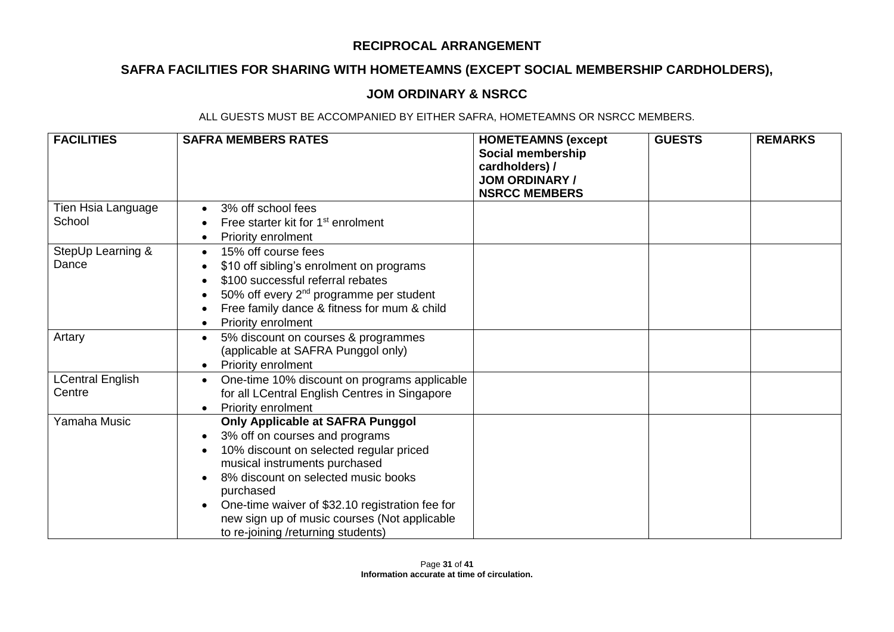**RECIPROCAL ARRANGEMENT**

**SAFRA FACILITIES FOR SHARING WITH HOMETEAMNS (EXCEPT SOCIAL MEMBERSHIP CARDHOLDERS),**

**JOM ORDINARY & NSRCC**

ALL GUESTS MUST BE ACCOMPANIED BY EITHER SAFRA, HOMETEAMNS OR NSRCC MEMBERS.

| FACILITIES | SAFRA MEMBERS RATES | HOMETEAMNS (except Social membership cardholders) / JOM ORDINARY / NSRCC MEMBERS | GUESTS | REMARKS |
|---|---|---|---|---|
| Tien Hsia Language School | • 3% off school fees<br>• Free starter kit for 1st enrolment<br>• Priority enrolment | | | |
| StepUp Learning & Dance | • 15% off course fees<br>• $10 off sibling's enrolment on programs<br>• $100 successful referral rebates<br>• 50% off every 2nd programme per student<br>• Free family dance & fitness for mum & child<br>• Priority enrolment | | | |
| Artary | • 5% discount on courses & programmes (applicable at SAFRA Punggol only)<br>• Priority enrolment | | | |
| LCentral English Centre | • One-time 10% discount on programs applicable for all LCentral English Centres in Singapore<br>• Priority enrolment | | | |
| Yamaha Music | **Only Applicable at SAFRA Punggol**<br>• 3% off on courses and programs<br>• 10% discount on selected regular priced musical instruments purchased<br>• 8% discount on selected music books purchased<br>• One-time waiver of $32.10 registration fee for new sign up of music courses (Not applicable to re-joining /returning students) | | | |

**Information accurate at time of circulation.**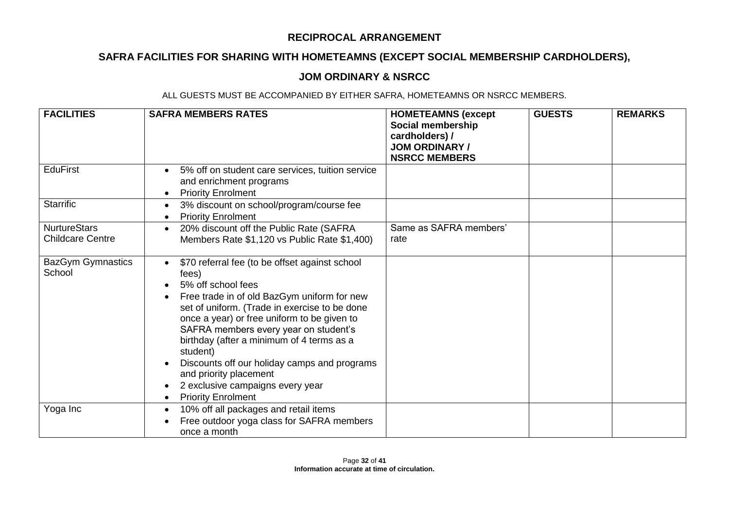## RECIPROCAL ARRANGEMENT

## SAFRA FACILITIES FOR SHARING WITH HOMETEAMNS (EXCEPT SOCIAL MEMBERSHIP CARDHOLDERS),

## JOM ORDINARY & NSRCC

ALL GUESTS MUST BE ACCOMPANIED BY EITHER SAFRA, HOMETEAMNS OR NSRCC MEMBERS.

| FACILITIES | SAFRA MEMBERS RATES | HOMETEAMNS (except Social membership cardholders) / JOM ORDINARY / NSRCC MEMBERS | GUESTS | REMARKS |
|---|---|---|---|---|
| EduFirst | • 5% off on student care services, tuition service and enrichment programs<br>• Priority Enrolment | | | |
| Starrific | • 3% discount on school/program/course fee<br>• Priority Enrolment | | | |
| NurtureStars Childcare Centre | • 20% discount off the Public Rate (SAFRA Members Rate $1,120 vs Public Rate $1,400) | Same as SAFRA members' rate | | |
| BazGym Gymnastics School | • $70 referral fee (to be offset against school fees)<br>• 5% off school fees<br>• Free trade in of old BazGym uniform for new set of uniform. (Trade in exercise to be done once a year) or free uniform to be given to SAFRA members every year on student's birthday (after a minimum of 4 terms as a student)<br>• Discounts off our holiday camps and programs and priority placement<br>• 2 exclusive campaigns every year<br>• Priority Enrolment | | | |
| Yoga Inc | • 10% off all packages and retail items<br>• Free outdoor yoga class for SAFRA members once a month | | | |

**Information accurate at time of circulation.**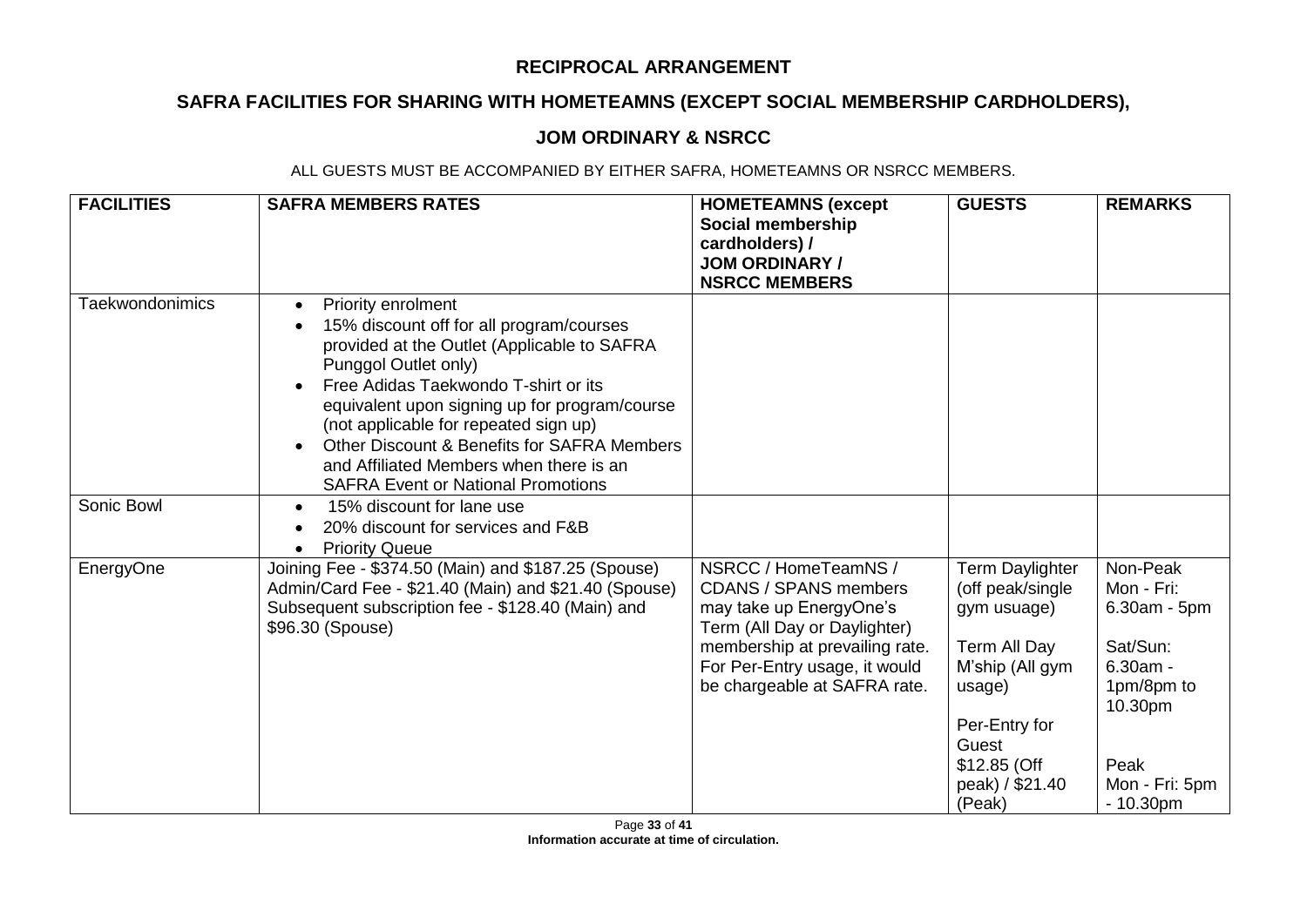## RECIPROCAL ARRANGEMENT

## SAFRA FACILITIES FOR SHARING WITH HOMETEAMNS (EXCEPT SOCIAL MEMBERSHIP CARDHOLDERS),

## JOM ORDINARY & NSRCC

ALL GUESTS MUST BE ACCOMPANIED BY EITHER SAFRA, HOMETEAMNS OR NSRCC MEMBERS.

| **FACILITIES** | **SAFRA MEMBERS RATES** | **HOMETEAMNS (except Social membership cardholders) / JOM ORDINARY / NSRCC MEMBERS** | **GUESTS** | **REMARKS** |
|---|---|---|---|---|
| Taekwondonimics | • Priority enrolment<br>• 15% discount off for all program/courses provided at the Outlet (Applicable to SAFRA Punggol Outlet only)<br>• Free Adidas Taekwondo T-shirt or its equivalent upon signing up for program/course (not applicable for repeated sign up)<br>• Other Discount & Benefits for SAFRA Members and Affiliated Members when there is an SAFRA Event or National Promotions | | | |
| Sonic Bowl | • 15% discount for lane use<br>• 20% discount for services and F&B<br>• Priority Queue | | | |
| EnergyOne | Joining Fee - $374.50 (Main) and $187.25 (Spouse)<br>Admin/Card Fee - $21.40 (Main) and $21.40 (Spouse)<br>Subsequent subscription fee - $128.40 (Main) and $96.30 (Spouse) | NSRCC / HomeTeamNS / CDANS / SPANS members may take up EnergyOne's Term (All Day or Daylighter) membership at prevailing rate. For Per-Entry usage, it would be chargeable at SAFRA rate. | Term Daylighter (off peak/single gym usuage)<br><br>Term All Day M'ship (All gym usage)<br><br>Per-Entry for Guest<br>$12.85 (Off peak) / $21.40 (Peak) | Non-Peak<br>Mon - Fri: 6.30am - 5pm<br><br>Sat/Sun: 6.30am - 1pm/8pm to 10.30pm<br><br>Peak<br>Mon - Fri: 5pm - 10.30pm |

Information accurate at time of circulation.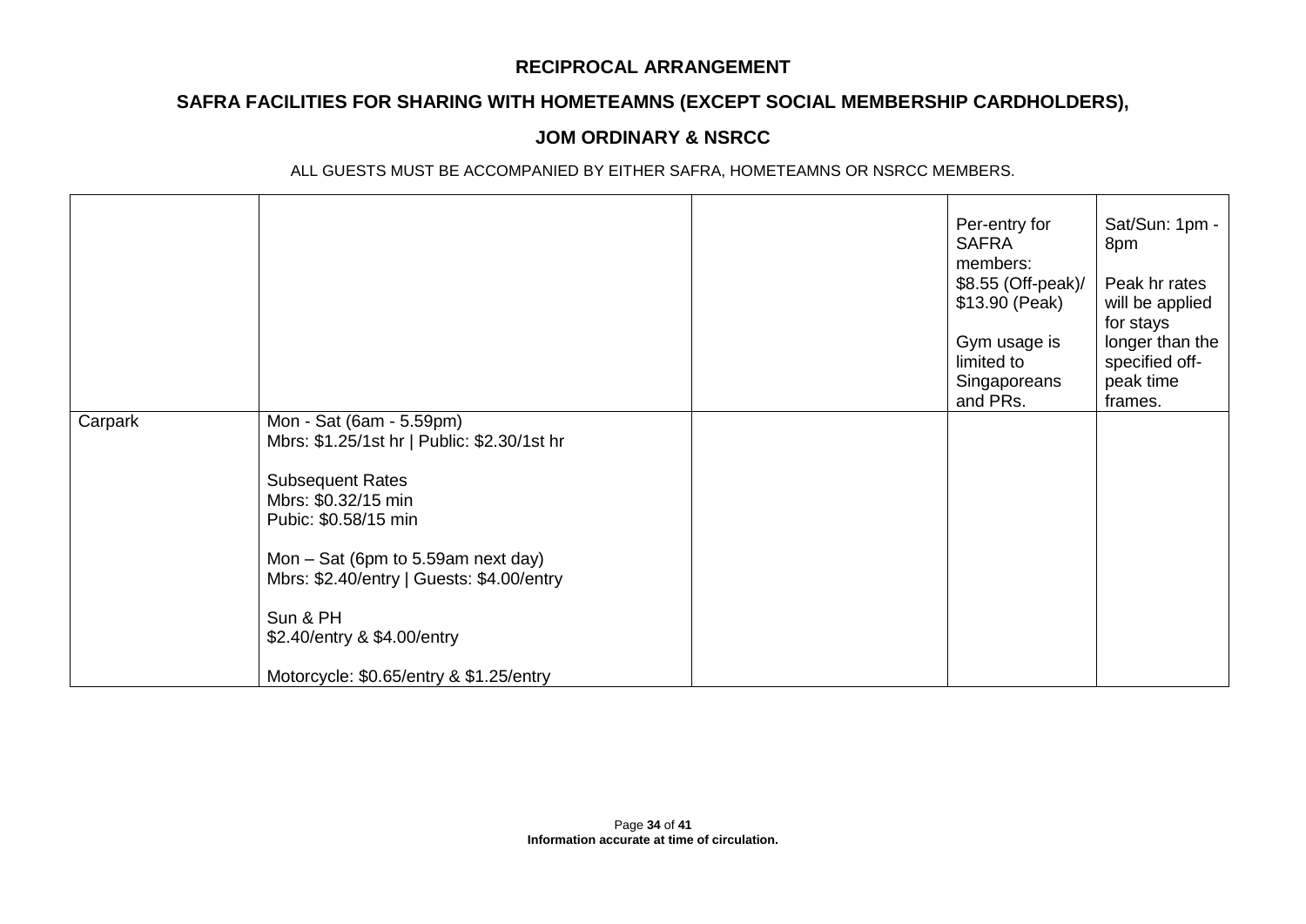**RECIPROCAL ARRANGEMENT**

**SAFRA FACILITIES FOR SHARING WITH HOMETEAMNS (EXCEPT SOCIAL MEMBERSHIP CARDHOLDERS),**

**JOM ORDINARY & NSRCC**

ALL GUESTS MUST BE ACCOMPANIED BY EITHER SAFRA, HOMETEAMNS OR NSRCC MEMBERS.

| | | | | |
|---|---|---|---|---|
| | | | Per-entry for SAFRA members:<br>$8.55 (Off-peak)/ $13.90 (Peak)<br><br>Gym usage is limited to Singaporeans and PRs. | Sat/Sun: 1pm - 8pm<br><br>Peak hr rates will be applied for stays longer than the specified off-peak time frames. |
| Carpark | Mon - Sat (6am - 5.59pm)<br>Mbrs: $1.25/1st hr \| Public: $2.30/1st hr<br><br>Subsequent Rates<br>Mbrs: $0.32/15 min<br>Pubic: $0.58/15 min<br><br>Mon – Sat (6pm to 5.59am next day)<br>Mbrs: $2.40/entry \| Guests: $4.00/entry<br><br>Sun & PH<br>$2.40/entry & $4.00/entry<br><br>Motorcycle: $0.65/entry & $1.25/entry | | | |

Information accurate at time of circulation.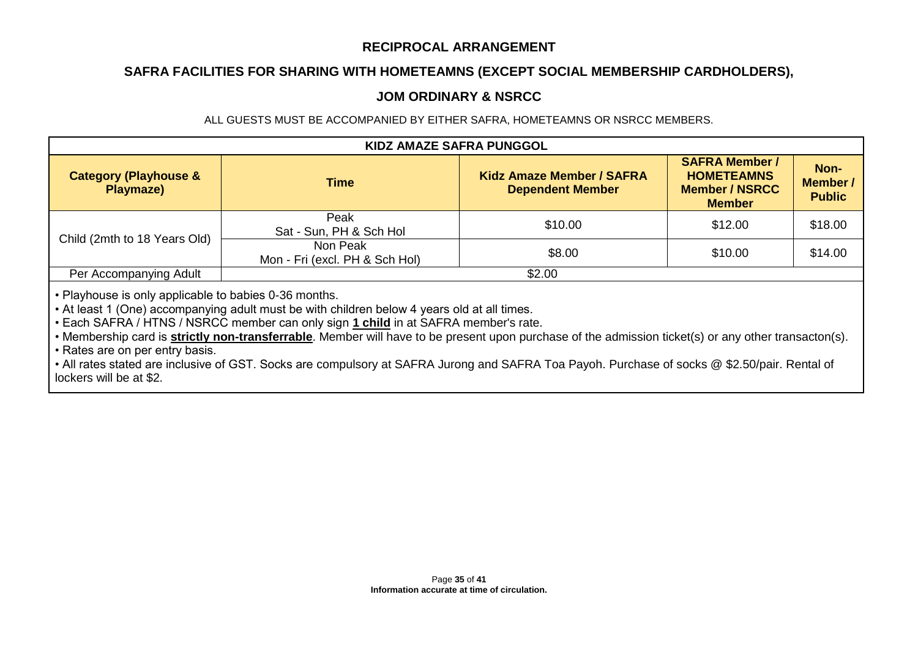## RECIPROCAL ARRANGEMENT

## SAFRA FACILITIES FOR SHARING WITH HOMETEAMNS (EXCEPT SOCIAL MEMBERSHIP CARDHOLDERS),

## JOM ORDINARY & NSRCC

ALL GUESTS MUST BE ACCOMPANIED BY EITHER SAFRA, HOMETEAMNS OR NSRCC MEMBERS.

| KIDZ AMAZE SAFRA PUNGGOL | | | | |
|---|---|---|---|---|
| **Category (Playhouse & Playmaze)** | **Time** | **Kidz Amaze Member / SAFRA Dependent Member** | **SAFRA Member / HOMETEAMNS Member / NSRCC Member** | **Non-Member / Public** |
| Child (2mth to 18 Years Old) | Peak<br>Sat - Sun, PH & Sch Hol | $10.00 | $12.00 | $18.00 |
| | Non Peak<br>Mon - Fri (excl. PH & Sch Hol) | $8.00 | $10.00 | $14.00 |
| Per Accompanying Adult | $2.00 | | | |

- Playhouse is only applicable to babies 0-36 months.
- At least 1 (One) accompanying adult must be with children below 4 years old at all times.
- Each SAFRA / HTNS / NSRCC member can only sign **1 child** in at SAFRA member's rate.
- Membership card is **strictly non-transferrable**. Member will have to be present upon purchase of the admission ticket(s) or any other transacton(s).
- Rates are on per entry basis.
- All rates stated are inclusive of GST. Socks are compulsory at SAFRA Jurong and SAFRA Toa Payoh. Purchase of socks @ $2.50/pair. Rental of lockers will be at $2.

**Information accurate at time of circulation.**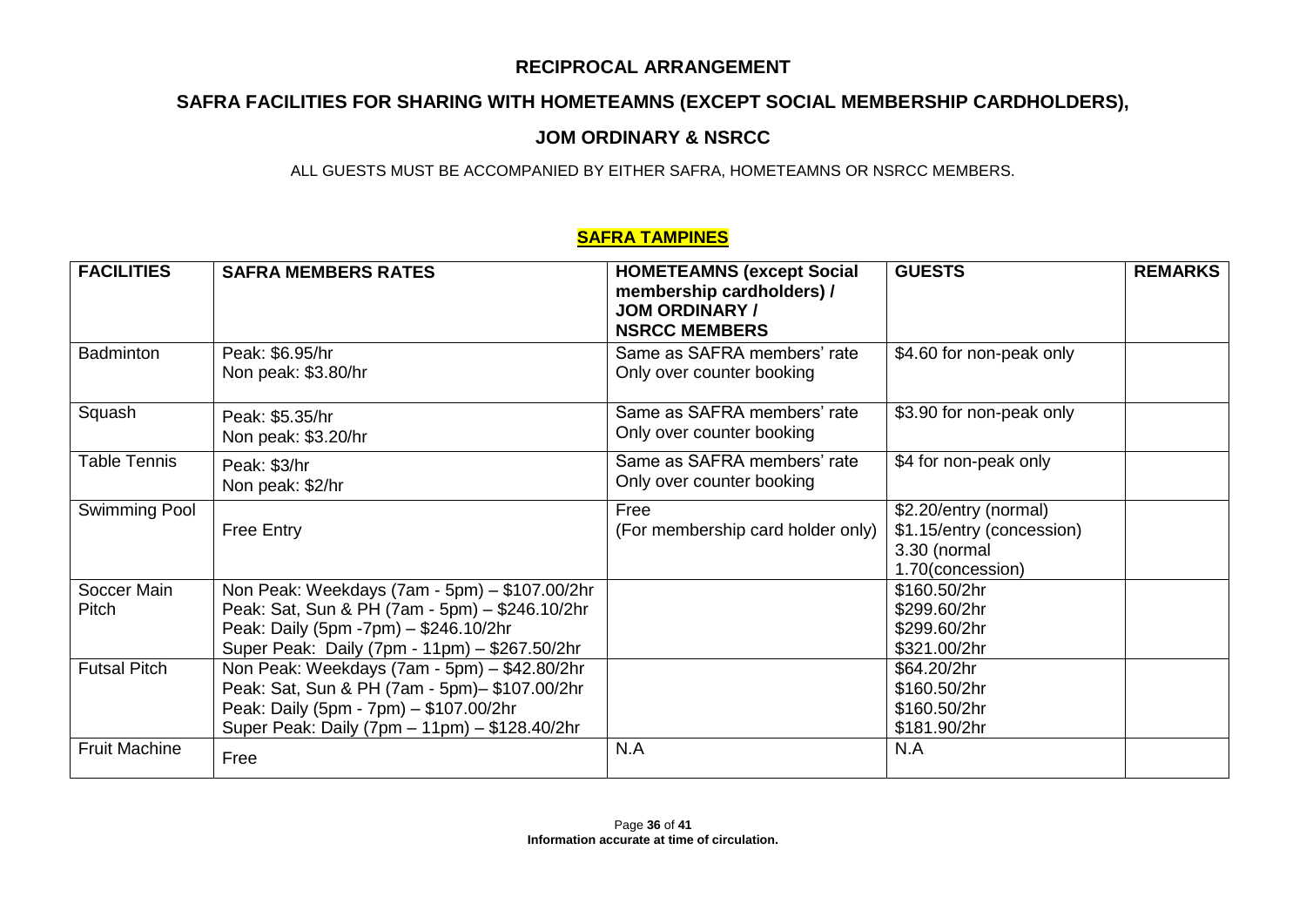# RECIPROCAL ARRANGEMENT

## SAFRA FACILITIES FOR SHARING WITH HOMETEAMNS (EXCEPT SOCIAL MEMBERSHIP CARDHOLDERS),

## JOM ORDINARY & NSRCC

ALL GUESTS MUST BE ACCOMPANIED BY EITHER SAFRA, HOMETEAMNS OR NSRCC MEMBERS.

### SAFRA TAMPINES

| FACILITIES | SAFRA MEMBERS RATES | HOMETEAMNS (except Social membership cardholders) / JOM ORDINARY / NSRCC MEMBERS | GUESTS | REMARKS |
|---|---|---|---|---|
| Badminton | Peak: $6.95/hr<br>Non peak: $3.80/hr | Same as SAFRA members' rate<br>Only over counter booking | $4.60 for non-peak only | |
| Squash | Peak: $5.35/hr<br>Non peak: $3.20/hr | Same as SAFRA members' rate<br>Only over counter booking | $3.90 for non-peak only | |
| Table Tennis | Peak: $3/hr<br>Non peak: $2/hr | Same as SAFRA members' rate<br>Only over counter booking | $4 for non-peak only | |
| Swimming Pool | Free Entry | Free<br>(For membership card holder only) | $2.20/entry (normal)<br>$1.15/entry (concession)<br>3.30 (normal<br>1.70(concession) | |
| Soccer Main Pitch | Non Peak: Weekdays (7am - 5pm) – $107.00/2hr<br>Peak: Sat, Sun & PH (7am - 5pm) – $246.10/2hr<br>Peak: Daily (5pm -7pm) – $246.10/2hr<br>Super Peak: Daily (7pm - 11pm) – $267.50/2hr | | $160.50/2hr<br>$299.60/2hr<br>$299.60/2hr<br>$321.00/2hr | |
| Futsal Pitch | Non Peak: Weekdays (7am - 5pm) – $42.80/2hr<br>Peak: Sat, Sun & PH (7am - 5pm)– $107.00/2hr<br>Peak: Daily (5pm - 7pm) – $107.00/2hr<br>Super Peak: Daily (7pm – 11pm) – $128.40/2hr | | $64.20/2hr<br>$160.50/2hr<br>$160.50/2hr<br>$181.90/2hr | |
| Fruit Machine | Free | N.A | N.A | |

**Information accurate at time of circulation.**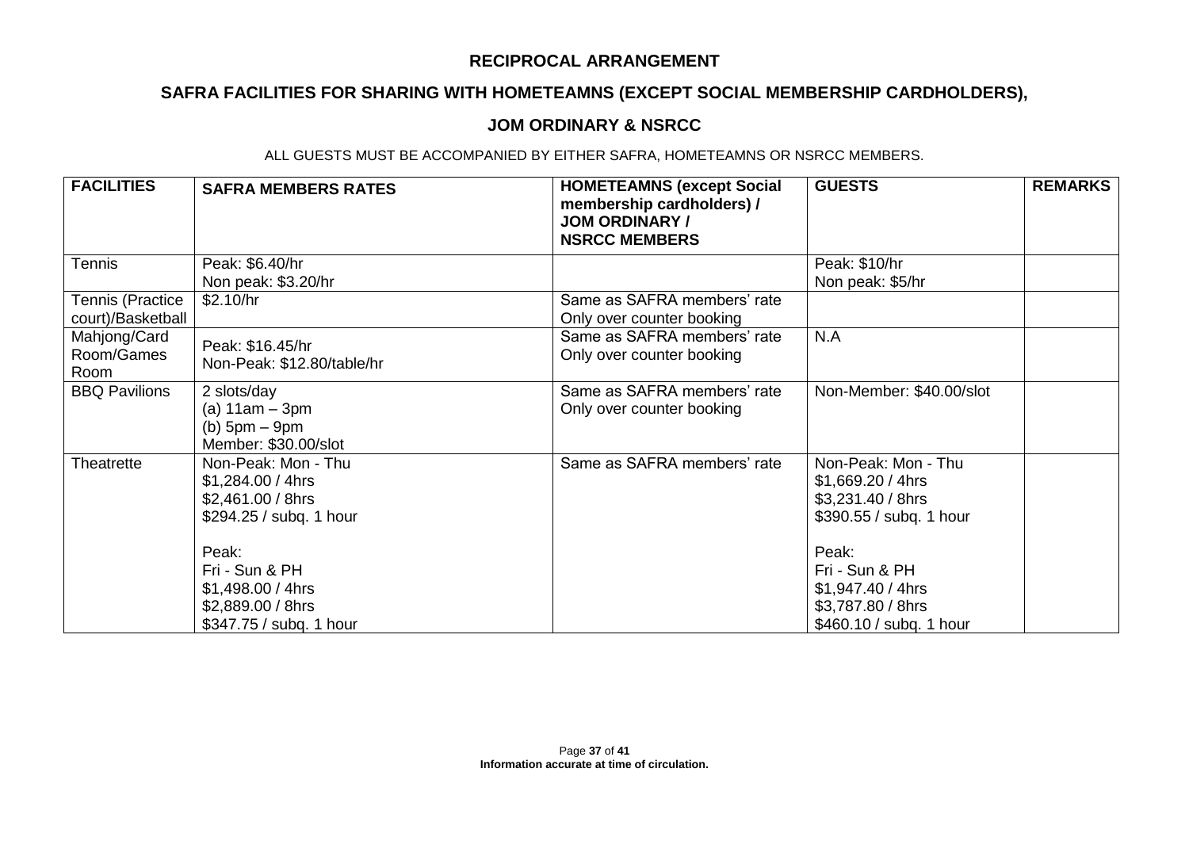## RECIPROCAL ARRANGEMENT

## SAFRA FACILITIES FOR SHARING WITH HOMETEAMNS (EXCEPT SOCIAL MEMBERSHIP CARDHOLDERS),

## JOM ORDINARY & NSRCC

ALL GUESTS MUST BE ACCOMPANIED BY EITHER SAFRA, HOMETEAMNS OR NSRCC MEMBERS.

| FACILITIES | SAFRA MEMBERS RATES | HOMETEAMNS (except Social membership cardholders) / JOM ORDINARY / NSRCC MEMBERS | GUESTS | REMARKS |
|---|---|---|---|---|
| Tennis | Peak: $6.40/hr<br>Non peak: $3.20/hr | | Peak: $10/hr<br>Non peak: $5/hr | |
| Tennis (Practice court)/Basketball | $2.10/hr | Same as SAFRA members' rate<br>Only over counter booking | | |
| Mahjong/Card Room/Games Room | Peak: $16.45/hr<br>Non-Peak: $12.80/table/hr | Same as SAFRA members' rate<br>Only over counter booking | N.A | |
| BBQ Pavilions | 2 slots/day<br>(a) 11am – 3pm<br>(b) 5pm – 9pm<br>Member: $30.00/slot | Same as SAFRA members' rate<br>Only over counter booking | Non-Member: $40.00/slot | |
| Theatrette | Non-Peak: Mon - Thu<br>$1,284.00 / 4hrs<br>$2,461.00 / 8hrs<br>$294.25 / subq. 1 hour<br><br>Peak:<br>Fri - Sun & PH<br>$1,498.00 / 4hrs<br>$2,889.00 / 8hrs<br>$347.75 / subq. 1 hour | Same as SAFRA members' rate | Non-Peak: Mon - Thu<br>$1,669.20 / 4hrs<br>$3,231.40 / 8hrs<br>$390.55 / subq. 1 hour<br><br>Peak:<br>Fri - Sun & PH<br>$1,947.40 / 4hrs<br>$3,787.80 / 8hrs<br>$460.10 / subq. 1 hour | |

**Information accurate at time of circulation.**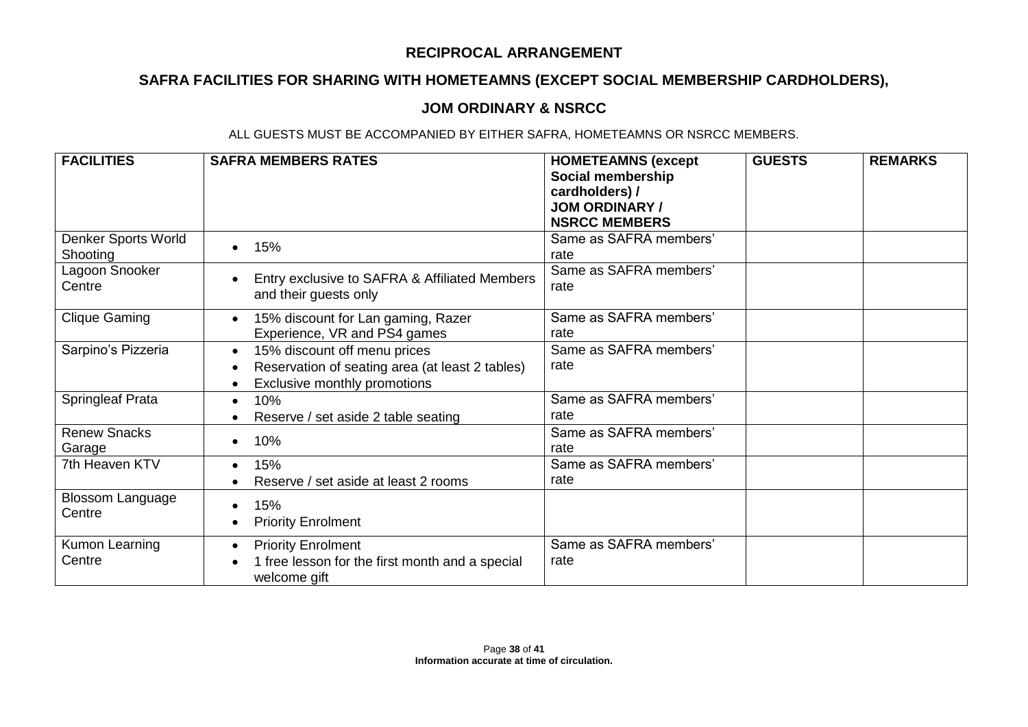## RECIPROCAL ARRANGEMENT

## SAFRA FACILITIES FOR SHARING WITH HOMETEAMNS (EXCEPT SOCIAL MEMBERSHIP CARDHOLDERS),

## JOM ORDINARY & NSRCC

ALL GUESTS MUST BE ACCOMPANIED BY EITHER SAFRA, HOMETEAMNS OR NSRCC MEMBERS.

| FACILITIES | SAFRA MEMBERS RATES | HOMETEAMNS (except Social membership cardholders) / JOM ORDINARY / NSRCC MEMBERS | GUESTS | REMARKS |
|---|---|---|---|---|
| Denker Sports World Shooting | • 15% | Same as SAFRA members' rate | | |
| Lagoon Snooker Centre | • Entry exclusive to SAFRA & Affiliated Members and their guests only | Same as SAFRA members' rate | | |
| Clique Gaming | • 15% discount for Lan gaming, Razer Experience, VR and PS4 games | Same as SAFRA members' rate | | |
| Sarpino's Pizzeria | • 15% discount off menu prices<br>• Reservation of seating area (at least 2 tables)<br>• Exclusive monthly promotions | Same as SAFRA members' rate | | |
| Springleaf Prata | • 10%<br>• Reserve / set aside 2 table seating | Same as SAFRA members' rate | | |
| Renew Snacks Garage | • 10% | Same as SAFRA members' rate | | |
| 7th Heaven KTV | • 15%<br>• Reserve / set aside at least 2 rooms | Same as SAFRA members' rate | | |
| Blossom Language Centre | • 15%<br>• Priority Enrolment | | | |
| Kumon Learning Centre | • Priority Enrolment<br>• 1 free lesson for the first month and a special welcome gift | Same as SAFRA members' rate | | |

**Information accurate at time of circulation.**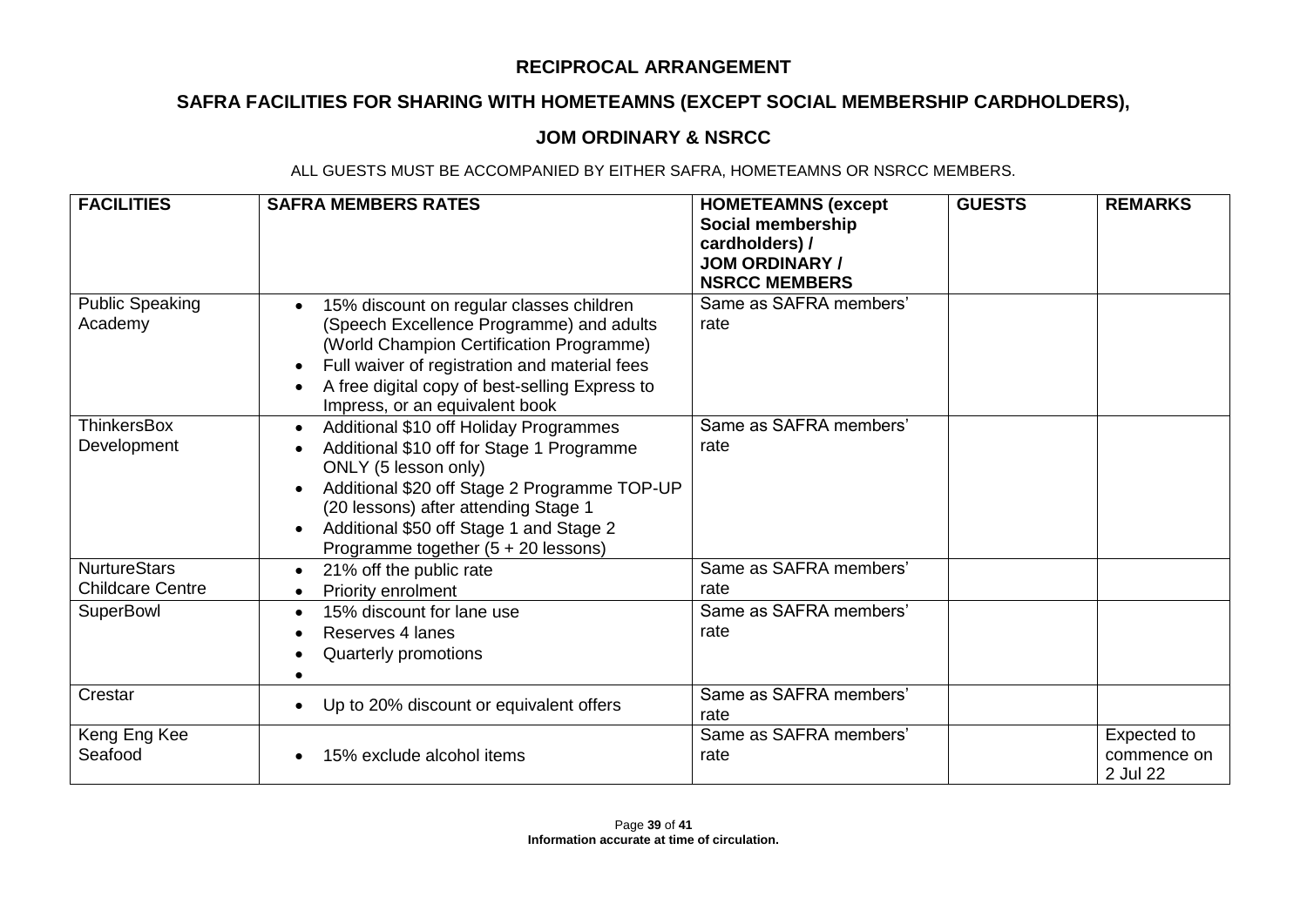# RECIPROCAL ARRANGEMENT

## SAFRA FACILITIES FOR SHARING WITH HOMETEAMNS (EXCEPT SOCIAL MEMBERSHIP CARDHOLDERS),

## JOM ORDINARY & NSRCC

ALL GUESTS MUST BE ACCOMPANIED BY EITHER SAFRA, HOMETEAMNS OR NSRCC MEMBERS.

| FACILITIES | SAFRA MEMBERS RATES | HOMETEAMNS (except Social membership cardholders) / JOM ORDINARY / NSRCC MEMBERS | GUESTS | REMARKS |
|---|---|---|---|---|
| Public Speaking Academy | • 15% discount on regular classes children (Speech Excellence Programme) and adults (World Champion Certification Programme)<br>• Full waiver of registration and material fees<br>• A free digital copy of best-selling Express to Impress, or an equivalent book | Same as SAFRA members' rate | | |
| ThinkersBox Development | • Additional $10 off Holiday Programmes<br>• Additional $10 off for Stage 1 Programme ONLY (5 lesson only)<br>• Additional $20 off Stage 2 Programme TOP-UP (20 lessons) after attending Stage 1<br>• Additional $50 off Stage 1 and Stage 2 Programme together (5 + 20 lessons) | Same as SAFRA members' rate | | |
| NurtureStars Childcare Centre | • 21% off the public rate<br>• Priority enrolment | Same as SAFRA members' rate | | |
| SuperBowl | • 15% discount for lane use<br>• Reserves 4 lanes<br>• Quarterly promotions<br>• | Same as SAFRA members' rate | | |
| Crestar | • Up to 20% discount or equivalent offers | Same as SAFRA members' rate | | |
| Keng Eng Kee Seafood | • 15% exclude alcohol items | Same as SAFRA members' rate | | Expected to commence on 2 Jul 22 |

Information accurate at time of circulation.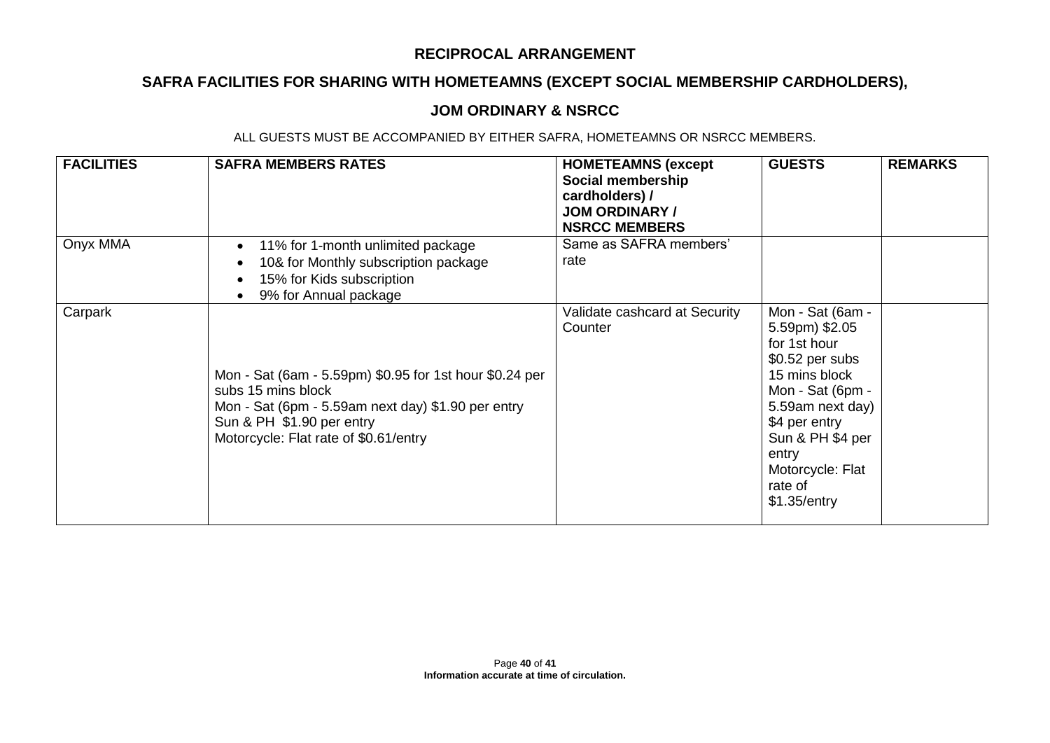## RECIPROCAL ARRANGEMENT

## SAFRA FACILITIES FOR SHARING WITH HOMETEAMNS (EXCEPT SOCIAL MEMBERSHIP CARDHOLDERS),

## JOM ORDINARY & NSRCC

ALL GUESTS MUST BE ACCOMPANIED BY EITHER SAFRA, HOMETEAMNS OR NSRCC MEMBERS.

| FACILITIES | SAFRA MEMBERS RATES | HOMETEAMNS (except Social membership cardholders) / JOM ORDINARY / NSRCC MEMBERS | GUESTS | REMARKS |
|---|---|---|---|---|
| Onyx MMA | • 11% for 1-month unlimited package<br>• 10& for Monthly subscription package<br>• 15% for Kids subscription<br>• 9% for Annual package | Same as SAFRA members' rate | | |
| Carpark | Mon - Sat (6am - 5.59pm) $0.95 for 1st hour $0.24 per subs 15 mins block<br>Mon - Sat (6pm - 5.59am next day) $1.90 per entry<br>Sun & PH $1.90 per entry<br>Motorcycle: Flat rate of $0.61/entry | Validate cashcard at Security Counter | Mon - Sat (6am - 5.59pm) $2.05 for 1st hour $0.52 per subs 15 mins block<br>Mon - Sat (6pm - 5.59am next day) $4 per entry<br>Sun & PH $4 per entry<br>Motorcycle: Flat rate of $1.35/entry | |

**Information accurate at time of circulation.**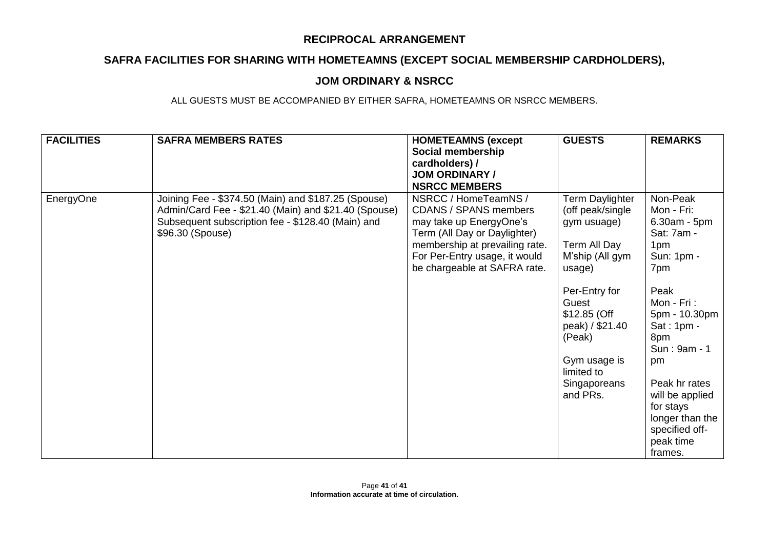## RECIPROCAL ARRANGEMENT

## SAFRA FACILITIES FOR SHARING WITH HOMETEAMNS (EXCEPT SOCIAL MEMBERSHIP CARDHOLDERS),

## JOM ORDINARY & NSRCC

ALL GUESTS MUST BE ACCOMPANIED BY EITHER SAFRA, HOMETEAMNS OR NSRCC MEMBERS.

| FACILITIES | SAFRA MEMBERS RATES | HOMETEAMNS (except Social membership cardholders) / JOM ORDINARY / NSRCC MEMBERS | GUESTS | REMARKS |
|---|---|---|---|---|
| EnergyOne | Joining Fee - $374.50 (Main) and $187.25 (Spouse)<br>Admin/Card Fee - $21.40 (Main) and $21.40 (Spouse)<br>Subsequent subscription fee - $128.40 (Main) and $96.30 (Spouse) | NSRCC / HomeTeamNS / CDANS / SPANS members may take up EnergyOne's Term (All Day or Daylighter) membership at prevailing rate. For Per-Entry usage, it would be chargeable at SAFRA rate. | Term Daylighter (off peak/single gym usuage)<br><br>Term All Day M'ship (All gym usage)<br><br>Per-Entry for Guest $12.85 (Off peak) / $21.40 (Peak)<br><br>Gym usage is limited to Singaporeans and PRs. | Non-Peak<br>Mon - Fri: 6.30am - 5pm<br>Sat: 7am - 1pm<br>Sun: 1pm - 7pm<br><br>Peak<br>Mon - Fri : 5pm - 10.30pm<br>Sat : 1pm - 8pm<br>Sun : 9am - 1 pm<br><br>Peak hr rates will be applied for stays longer than the specified off-peak time frames. |

**Information accurate at time of circulation.**